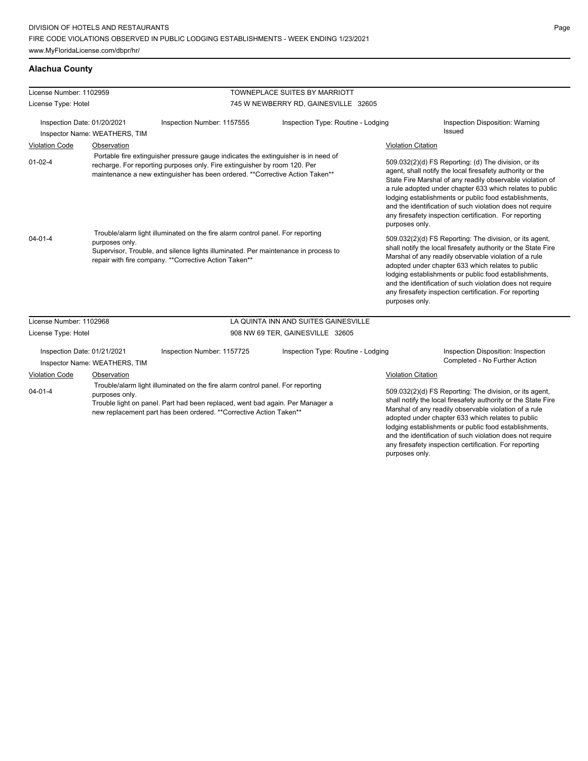DIVISION OF HOTELS AND RESTAURANTS
FIRE CODE VIOLATIONS OBSERVED IN PUBLIC LODGING ESTABLISHMENTS - WEEK ENDING 1/23/2021
www.MyFloridaLicense.com/dbpr/hr/

## Alachua County

License Number: 1102959
License Type: Hotel

TOWNEPLACE SUITES BY MARRIOTT
745 W NEWBERRY RD, GAINESVILLE 32605

Inspection Date: 01/20/2021
Inspector Name: WEATHERS, TIM
Inspection Number: 1157555
Inspection Type: Routine - Lodging
Inspection Disposition: Warning Issued

| Violation Code | Observation | Violation Citation |
|---|---|---|
| 01-02-4 | Portable fire extinguisher pressure gauge indicates the extinguisher is in need of recharge. For reporting purposes only. Fire extinguisher by room 120. Per maintenance a new extinguisher has been ordered. **Corrective Action Taken** | 509.032(2)(d) FS Reporting: (d) The division, or its agent, shall notify the local firesafety authority or the State Fire Marshal of any readily observable violation of a rule adopted under chapter 633 which relates to public lodging establishments or public food establishments, and the identification of such violation does not require any firesafety inspection certification. For reporting purposes only. |
| 04-01-4 | Trouble/alarm light illuminated on the fire alarm control panel. For reporting purposes only. Supervisor, Trouble, and silence lights illuminated. Per maintenance in process to repair with fire company. **Corrective Action Taken** | 509.032(2)(d) FS Reporting: The division, or its agent, shall notify the local firesafety authority or the State Fire Marshal of any readily observable violation of a rule adopted under chapter 633 which relates to public lodging establishments or public food establishments, and the identification of such violation does not require any firesafety inspection certification. For reporting purposes only. |

License Number: 1102968
License Type: Hotel

LA QUINTA INN AND SUITES GAINESVILLE
908 NW 69 TER, GAINESVILLE 32605

Inspection Date: 01/21/2021
Inspector Name: WEATHERS, TIM
Inspection Number: 1157725
Inspection Type: Routine - Lodging
Inspection Disposition: Inspection Completed - No Further Action

| Violation Code | Observation | Violation Citation |
|---|---|---|
| 04-01-4 | Trouble/alarm light illuminated on the fire alarm control panel. For reporting purposes only. Trouble light on panel. Part had been replaced, went bad again. Per Manager a new replacement part has been ordered. **Corrective Action Taken** | 509.032(2)(d) FS Reporting: The division, or its agent, shall notify the local firesafety authority or the State Fire Marshal of any readily observable violation of a rule adopted under chapter 633 which relates to public lodging establishments or public food establishments, and the identification of such violation does not require any firesafety inspection certification. For reporting purposes only. |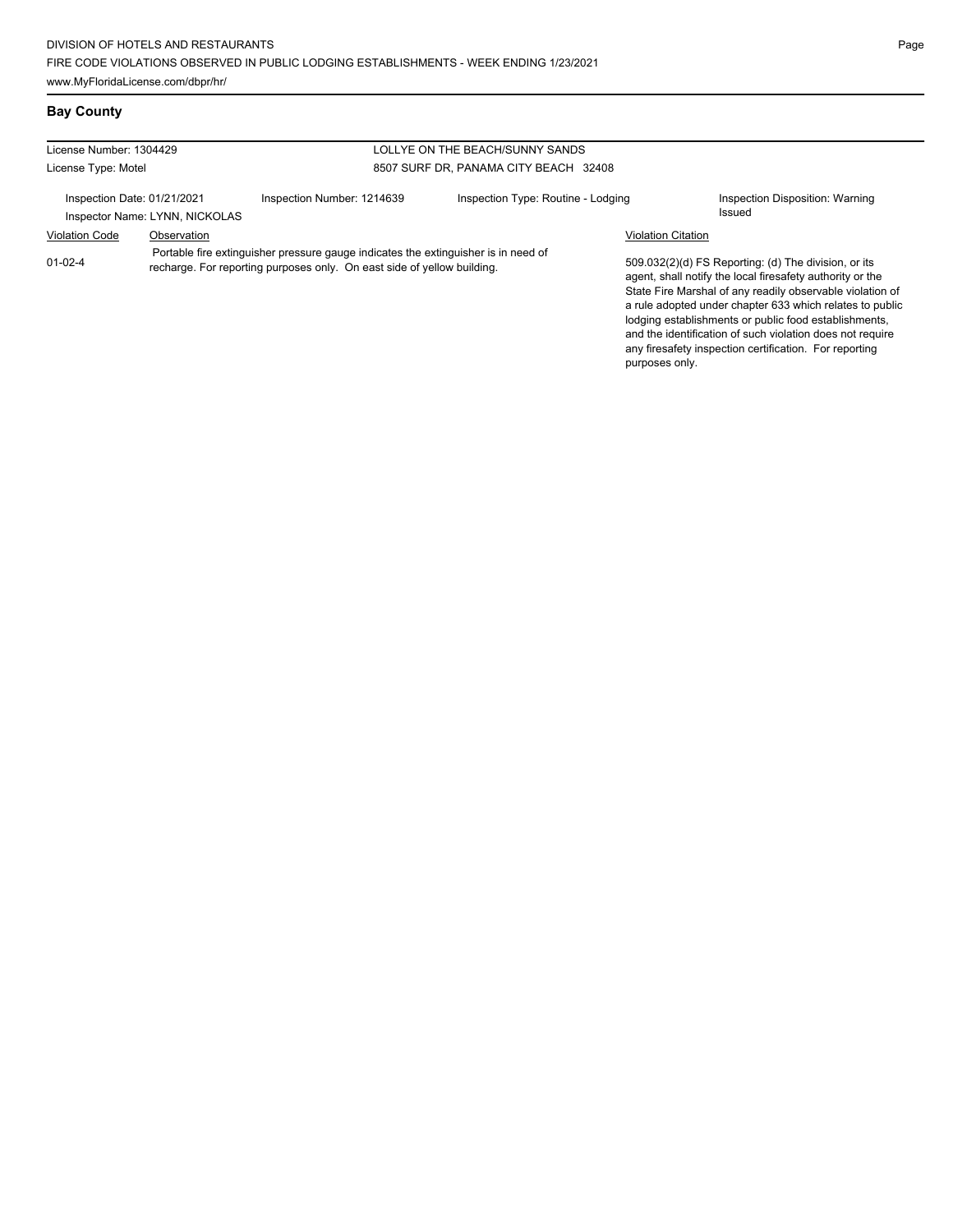## Bay County

| License Number: 1304429 | | LOLLYE ON THE BEACH/SUNNY SANDS | |
|---|---|---|---|
| License Type: Motel | | 8507 SURF DR, PANAMA CITY BEACH 32408 | |
| Inspection Date: 01/21/2021<br>Inspector Name: LYNN, NICKOLAS | Inspection Number: 1214639 | Inspection Type: Routine - Lodging | Inspection Disposition: Warning Issued |

| Violation Code | Observation | Violation Citation |
|---|---|---|
| 01-02-4 | Portable fire extinguisher pressure gauge indicates the extinguisher is in need of recharge. For reporting purposes only. On east side of yellow building. | 509.032(2)(d) FS Reporting: (d) The division, or its agent, shall notify the local firesafety authority or the State Fire Marshal of any readily observable violation of a rule adopted under chapter 633 which relates to public lodging establishments or public food establishments, and the identification of such violation does not require any firesafety inspection certification. For reporting purposes only. |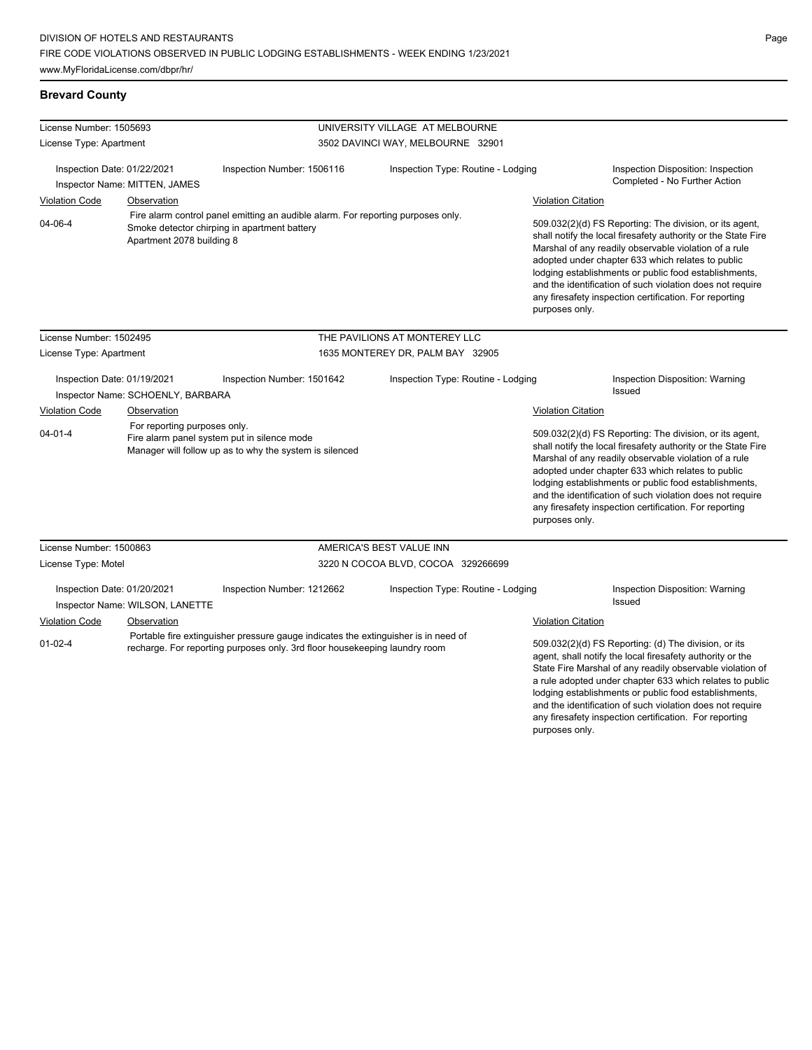## Brevard County

**License Number:** 1505693 — **UNIVERSITY VILLAGE AT MELBOURNE**
**License Type:** Apartment — 3502 DAVINCI WAY, MELBOURNE 32901

Inspection Date: 01/22/2021 | Inspection Number: 1506116 | Inspection Type: Routine - Lodging | Inspection Disposition: Inspection Completed - No Further Action
Inspector Name: MITTEN, JAMES

| Violation Code | Observation | Violation Citation |
| --- | --- | --- |
| 04-06-4 | Fire alarm control panel emitting an audible alarm. For reporting purposes only. Smoke detector chirping in apartment battery Apartment 2078 building 8 | 509.032(2)(d) FS Reporting: The division, or its agent, shall notify the local firesafety authority or the State Fire Marshal of any readily observable violation of a rule adopted under chapter 633 which relates to public lodging establishments or public food establishments, and the identification of such violation does not require any firesafety inspection certification. For reporting purposes only. |

**License Number:** 1502495 — **THE PAVILIONS AT MONTEREY LLC**
**License Type:** Apartment — 1635 MONTEREY DR, PALM BAY 32905

Inspection Date: 01/19/2021 | Inspection Number: 1501642 | Inspection Type: Routine - Lodging | Inspection Disposition: Warning Issued
Inspector Name: SCHOENLY, BARBARA

| Violation Code | Observation | Violation Citation |
| --- | --- | --- |
| 04-01-4 | For reporting purposes only. Fire alarm panel system put in silence mode Manager will follow up as to why the system is silenced | 509.032(2)(d) FS Reporting: The division, or its agent, shall notify the local firesafety authority or the State Fire Marshal of any readily observable violation of a rule adopted under chapter 633 which relates to public lodging establishments or public food establishments, and the identification of such violation does not require any firesafety inspection certification. For reporting purposes only. |

**License Number:** 1500863 — **AMERICA'S BEST VALUE INN**
**License Type:** Motel — 3220 N COCOA BLVD, COCOA 329266699

Inspection Date: 01/20/2021 | Inspection Number: 1212662 | Inspection Type: Routine - Lodging | Inspection Disposition: Warning Issued
Inspector Name: WILSON, LANETTE

| Violation Code | Observation | Violation Citation |
| --- | --- | --- |
| 01-02-4 | Portable fire extinguisher pressure gauge indicates the extinguisher is in need of recharge. For reporting purposes only. 3rd floor housekeeping laundry room | 509.032(2)(d) FS Reporting: (d) The division, or its agent, shall notify the local firesafety authority or the State Fire Marshal of any readily observable violation of a rule adopted under chapter 633 which relates to public lodging establishments or public food establishments, and the identification of such violation does not require any firesafety inspection certification. For reporting purposes only. |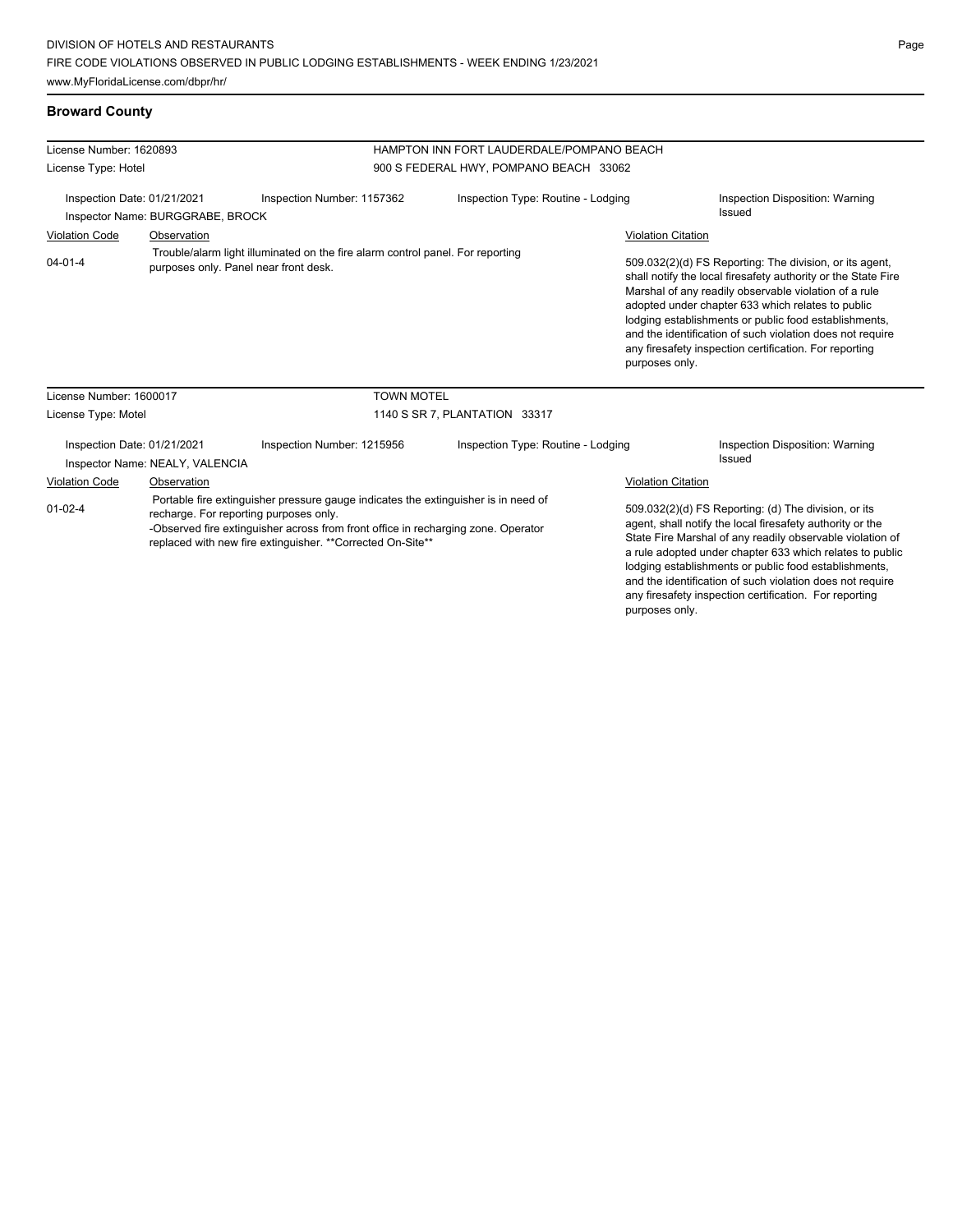DIVISION OF HOTELS AND RESTAURANTS
FIRE CODE VIOLATIONS OBSERVED IN PUBLIC LODGING ESTABLISHMENTS - WEEK ENDING 1/23/2021
www.MyFloridaLicense.com/dbpr/hr/

## Broward County

License Number: 1620893
License Type: Hotel

HAMPTON INN FORT LAUDERDALE/POMPANO BEACH
900 S FEDERAL HWY, POMPANO BEACH 33062

Inspection Date: 01/21/2021
Inspection Number: 1157362
Inspection Type: Routine - Lodging
Inspection Disposition: Warning Issued
Inspector Name: BURGGRABE, BROCK

| Violation Code | Observation | Violation Citation |
|---|---|---|
| 04-01-4 | Trouble/alarm light illuminated on the fire alarm control panel. For reporting purposes only. Panel near front desk. | 509.032(2)(d) FS Reporting: The division, or its agent, shall notify the local firesafety authority or the State Fire Marshal of any readily observable violation of a rule adopted under chapter 633 which relates to public lodging establishments or public food establishments, and the identification of such violation does not require any firesafety inspection certification. For reporting purposes only. |

License Number: 1600017
License Type: Motel

TOWN MOTEL
1140 S SR 7, PLANTATION 33317

Inspection Date: 01/21/2021
Inspection Number: 1215956
Inspection Type: Routine - Lodging
Inspection Disposition: Warning Issued
Inspector Name: NEALY, VALENCIA

| Violation Code | Observation | Violation Citation |
|---|---|---|
| 01-02-4 | Portable fire extinguisher pressure gauge indicates the extinguisher is in need of recharge. For reporting purposes only. -Observed fire extinguisher across from front office in recharging zone. Operator replaced with new fire extinguisher. **Corrected On-Site** | 509.032(2)(d) FS Reporting: (d) The division, or its agent, shall notify the local firesafety authority or the State Fire Marshal of any readily observable violation of a rule adopted under chapter 633 which relates to public lodging establishments or public food establishments, and the identification of such violation does not require any firesafety inspection certification. For reporting purposes only. |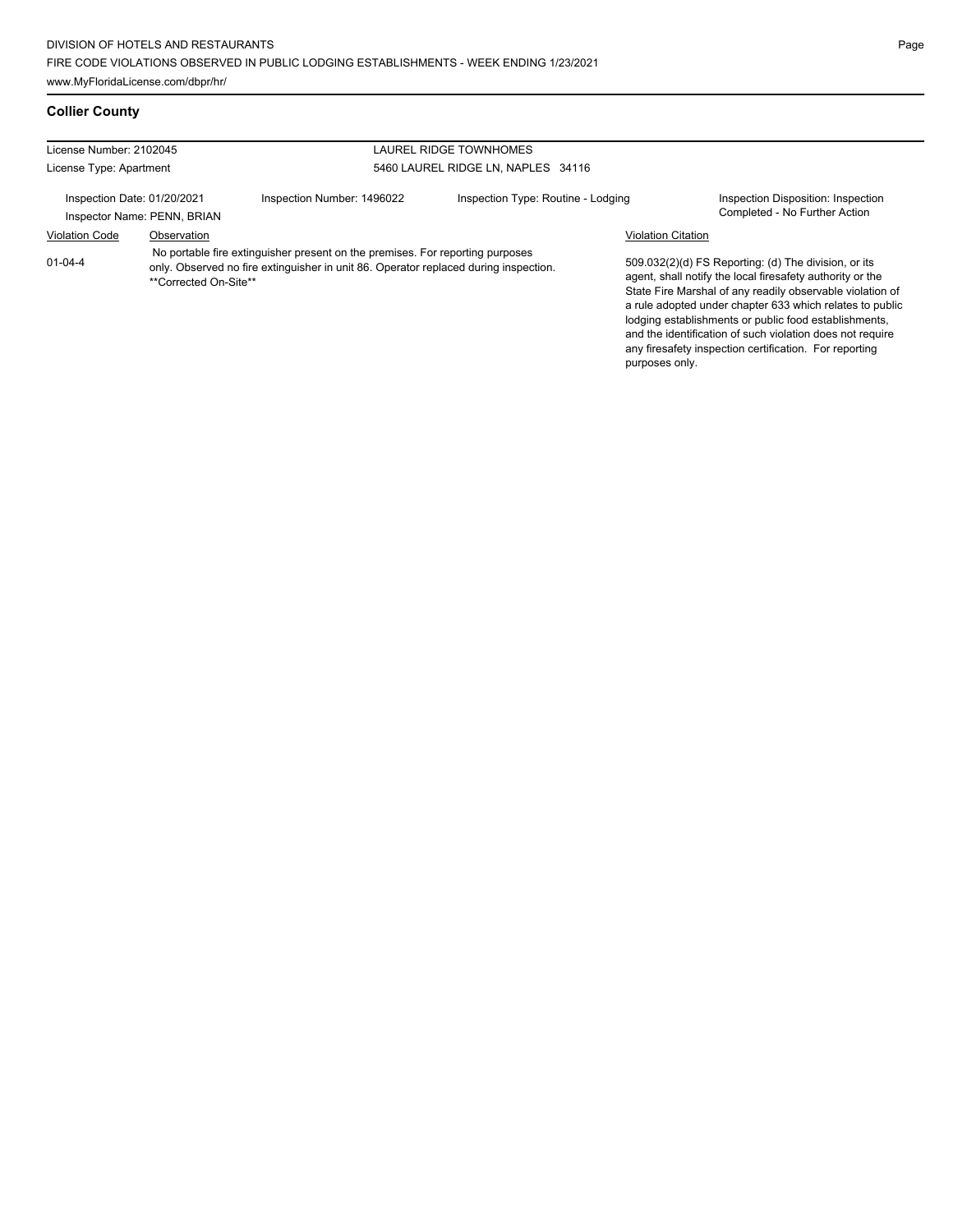## Collier County

| License Number: 2102045 | | LAUREL RIDGE TOWNHOMES | |
|---|---|---|---|
| License Type: Apartment | | 5460 LAUREL RIDGE LN, NAPLES 34116 | |
| Inspection Date: 01/20/2021 | Inspection Number: 1496022 | Inspection Type: Routine - Lodging | Inspection Disposition: Inspection Completed - No Further Action |
| Inspector Name: PENN, BRIAN | | | |

| Violation Code | Observation | Violation Citation |
|---|---|---|
| 01-04-4 | No portable fire extinguisher present on the premises. For reporting purposes only. Observed no fire extinguisher in unit 86. Operator replaced during inspection. **Corrected On-Site** | 509.032(2)(d) FS Reporting: (d) The division, or its agent, shall notify the local firesafety authority or the State Fire Marshal of any readily observable violation of a rule adopted under chapter 633 which relates to public lodging establishments or public food establishments, and the identification of such violation does not require any firesafety inspection certification. For reporting purposes only. |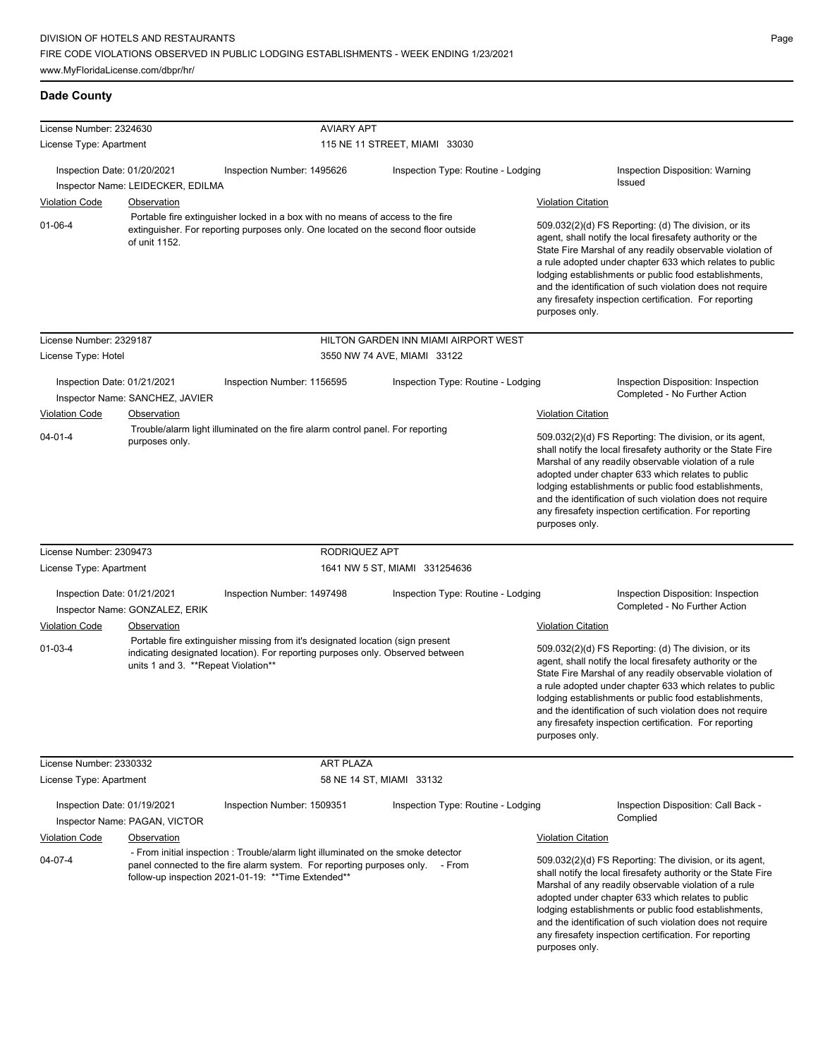## Dade County

**License Number:** 2324630 **AVIARY APT**
**License Type:** Apartment 115 NE 11 STREET, MIAMI 33030

**Inspection Date:** 01/20/2021 **Inspection Number:** 1495626 **Inspection Type:** Routine - Lodging **Inspection Disposition:** Warning Issued
**Inspector Name:** LEIDECKER, EDILMA

| Violation Code | Observation | Violation Citation |
| --- | --- | --- |
| 01-06-4 | Portable fire extinguisher locked in a box with no means of access to the fire extinguisher. For reporting purposes only. One located on the second floor outside of unit 1152. | 509.032(2)(d) FS Reporting: (d) The division, or its agent, shall notify the local firesafety authority or the State Fire Marshal of any readily observable violation of a rule adopted under chapter 633 which relates to public lodging establishments or public food establishments, and the identification of such violation does not require any firesafety inspection certification. For reporting purposes only. |

**License Number:** 2329187 **HILTON GARDEN INN MIAMI AIRPORT WEST**
**License Type:** Hotel 3550 NW 74 AVE, MIAMI 33122

**Inspection Date:** 01/21/2021 **Inspection Number:** 1156595 **Inspection Type:** Routine - Lodging **Inspection Disposition:** Inspection Completed - No Further Action
**Inspector Name:** SANCHEZ, JAVIER

| Violation Code | Observation | Violation Citation |
| --- | --- | --- |
| 04-01-4 | Trouble/alarm light illuminated on the fire alarm control panel. For reporting purposes only. | 509.032(2)(d) FS Reporting: The division, or its agent, shall notify the local firesafety authority or the State Fire Marshal of any readily observable violation of a rule adopted under chapter 633 which relates to public lodging establishments or public food establishments, and the identification of such violation does not require any firesafety inspection certification. For reporting purposes only. |

**License Number:** 2309473 **RODRIQUEZ APT**
**License Type:** Apartment 1641 NW 5 ST, MIAMI 331254636

**Inspection Date:** 01/21/2021 **Inspection Number:** 1497498 **Inspection Type:** Routine - Lodging **Inspection Disposition:** Inspection Completed - No Further Action
**Inspector Name:** GONZALEZ, ERIK

| Violation Code | Observation | Violation Citation |
| --- | --- | --- |
| 01-03-4 | Portable fire extinguisher missing from it's designated location (sign present indicating designated location). For reporting purposes only. Observed between units 1 and 3. **Repeat Violation** | 509.032(2)(d) FS Reporting: (d) The division, or its agent, shall notify the local firesafety authority or the State Fire Marshal of any readily observable violation of a rule adopted under chapter 633 which relates to public lodging establishments or public food establishments, and the identification of such violation does not require any firesafety inspection certification. For reporting purposes only. |

**License Number:** 2330332 **ART PLAZA**
**License Type:** Apartment 58 NE 14 ST, MIAMI 33132

**Inspection Date:** 01/19/2021 **Inspection Number:** 1509351 **Inspection Type:** Routine - Lodging **Inspection Disposition:** Call Back - Complied
**Inspector Name:** PAGAN, VICTOR

| Violation Code | Observation | Violation Citation |
| --- | --- | --- |
| 04-07-4 | - From initial inspection : Trouble/alarm light illuminated on the smoke detector panel connected to the fire alarm system. For reporting purposes only. - From follow-up inspection 2021-01-19: **Time Extended** | 509.032(2)(d) FS Reporting: The division, or its agent, shall notify the local firesafety authority or the State Fire Marshal of any readily observable violation of a rule adopted under chapter 633 which relates to public lodging establishments or public food establishments, and the identification of such violation does not require any firesafety inspection certification. For reporting purposes only. |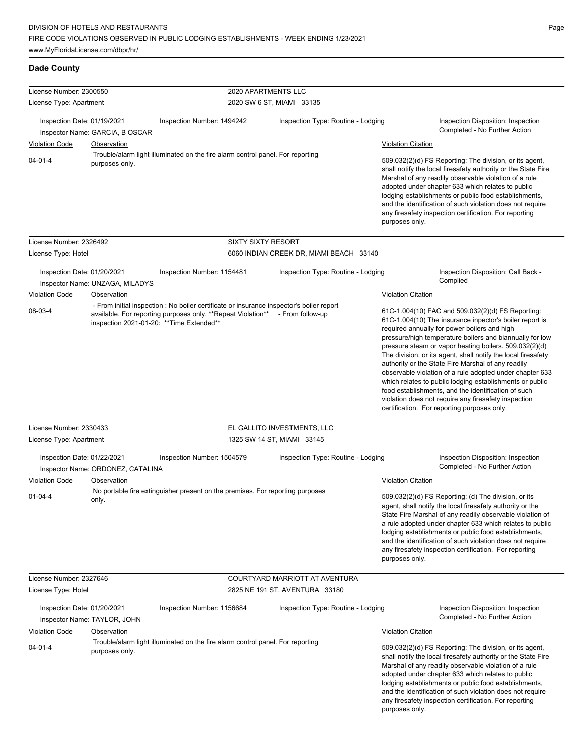DIVISION OF HOTELS AND RESTAURANTS
FIRE CODE VIOLATIONS OBSERVED IN PUBLIC LODGING ESTABLISHMENTS - WEEK ENDING 1/23/2021
www.MyFloridaLicense.com/dbpr/hr/

## Dade County

**License Number:** 2300550 — **2020 APARTMENTS LLC**
**License Type:** Apartment — 2020 SW 6 ST, MIAMI 33135

Inspection Date: 01/19/2021 | Inspection Number: 1494242 | Inspection Type: Routine - Lodging | Inspection Disposition: Inspection Completed - No Further Action
Inspector Name: GARCIA, B OSCAR

| Violation Code | Observation | Violation Citation |
|---|---|---|
| 04-01-4 | Trouble/alarm light illuminated on the fire alarm control panel. For reporting purposes only. | 509.032(2)(d) FS Reporting: The division, or its agent, shall notify the local firesafety authority or the State Fire Marshal of any readily observable violation of a rule adopted under chapter 633 which relates to public lodging establishments or public food establishments, and the identification of such violation does not require any firesafety inspection certification. For reporting purposes only. |

---

**License Number:** 2326492 — **SIXTY SIXTY RESORT**
**License Type:** Hotel — 6060 INDIAN CREEK DR, MIAMI BEACH 33140

Inspection Date: 01/20/2021 | Inspection Number: 1154481 | Inspection Type: Routine - Lodging | Inspection Disposition: Call Back - Complied
Inspector Name: UNZAGA, MILADYS

| Violation Code | Observation | Violation Citation |
|---|---|---|
| 08-03-4 | - From initial inspection : No boiler certificate or insurance inspector's boiler report available. For reporting purposes only. **Repeat Violation** - From follow-up inspection 2021-01-20: **Time Extended** | 61C-1.004(10) FAC and 509.032(2)(d) FS Reporting: 61C-1.004(10) The insurance inspector's boiler report is required annually for power boilers and high pressure/high temperature boilers and biannually for low pressure steam or vapor heating boilers. 509.032(2)(d) The division, or its agent, shall notify the local firesafety authority or the State Fire Marshal of any readily observable violation of a rule adopted under chapter 633 which relates to public lodging establishments or public food establishments, and the identification of such violation does not require any firesafety inspection certification. For reporting purposes only. |

---

**License Number:** 2330433 — **EL GALLITO INVESTMENTS, LLC**
**License Type:** Apartment — 1325 SW 14 ST, MIAMI 33145

Inspection Date: 01/22/2021 | Inspection Number: 1504579 | Inspection Type: Routine - Lodging | Inspection Disposition: Inspection Completed - No Further Action
Inspector Name: ORDONEZ, CATALINA

| Violation Code | Observation | Violation Citation |
|---|---|---|
| 01-04-4 | No portable fire extinguisher present on the premises. For reporting purposes only. | 509.032(2)(d) FS Reporting: (d) The division, or its agent, shall notify the local firesafety authority or the State Fire Marshal of any readily observable violation of a rule adopted under chapter 633 which relates to public lodging establishments or public food establishments, and the identification of such violation does not require any firesafety inspection certification. For reporting purposes only. |

---

**License Number:** 2327646 — **COURTYARD MARRIOTT AT AVENTURA**
**License Type:** Hotel — 2825 NE 191 ST, AVENTURA 33180

Inspection Date: 01/20/2021 | Inspection Number: 1156684 | Inspection Type: Routine - Lodging | Inspection Disposition: Inspection Completed - No Further Action
Inspector Name: TAYLOR, JOHN

| Violation Code | Observation | Violation Citation |
|---|---|---|
| 04-01-4 | Trouble/alarm light illuminated on the fire alarm control panel. For reporting purposes only. | 509.032(2)(d) FS Reporting: The division, or its agent, shall notify the local firesafety authority or the State Fire Marshal of any readily observable violation of a rule adopted under chapter 633 which relates to public lodging establishments or public food establishments, and the identification of such violation does not require any firesafety inspection certification. For reporting purposes only. |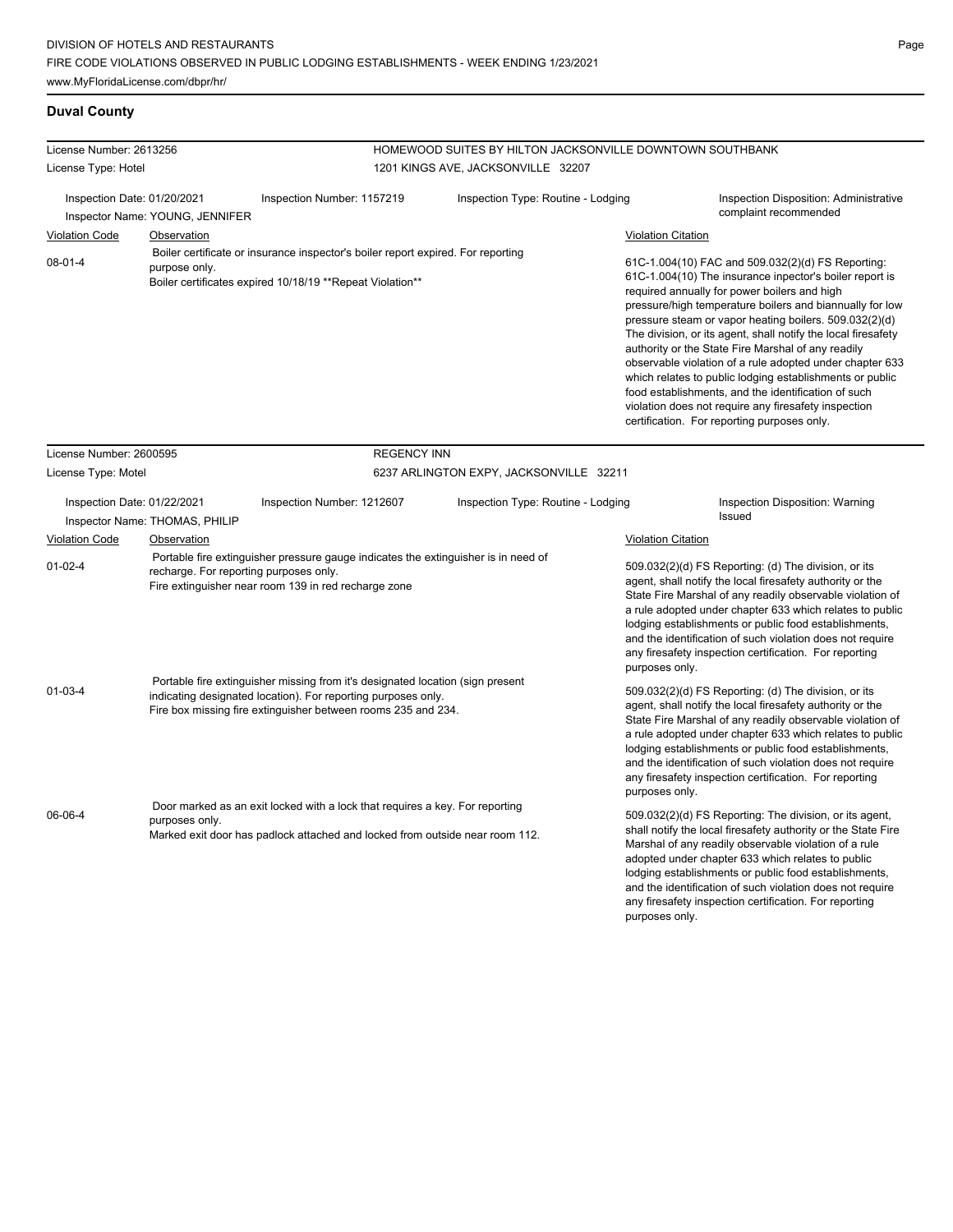## Duval County

**License Number:** 2613256 — **HOMEWOOD SUITES BY HILTON JACKSONVILLE DOWNTOWN SOUTHBANK**
**License Type:** Hotel — 1201 KINGS AVE, JACKSONVILLE 32207

**Inspection Date:** 01/20/2021 | **Inspection Number:** 1157219 | **Inspection Type:** Routine - Lodging | **Inspection Disposition:** Administrative complaint recommended
**Inspector Name:** YOUNG, JENNIFER

| Violation Code | Observation | Violation Citation |
|---|---|---|
| 08-01-4 | Boiler certificate or insurance inspector's boiler report expired. For reporting purpose only. Boiler certificates expired 10/18/19 **Repeat Violation** | 61C-1.004(10) FAC and 509.032(2)(d) FS Reporting: 61C-1.004(10) The insurance inpector's boiler report is required annually for power boilers and high pressure/high temperature boilers and biannually for low pressure steam or vapor heating boilers. 509.032(2)(d) The division, or its agent, shall notify the local firesafety authority or the State Fire Marshal of any readily observable violation of a rule adopted under chapter 633 which relates to public lodging establishments or public food establishments, and the identification of such violation does not require any firesafety inspection certification. For reporting purposes only. |

**License Number:** 2600595 — **REGENCY INN**
**License Type:** Motel — 6237 ARLINGTON EXPY, JACKSONVILLE 32211

**Inspection Date:** 01/22/2021 | **Inspection Number:** 1212607 | **Inspection Type:** Routine - Lodging | **Inspection Disposition:** Warning Issued
**Inspector Name:** THOMAS, PHILIP

| Violation Code | Observation | Violation Citation |
|---|---|---|
| 01-02-4 | Portable fire extinguisher pressure gauge indicates the extinguisher is in need of recharge. For reporting purposes only. Fire extinguisher near room 139 in red recharge zone | 509.032(2)(d) FS Reporting: (d) The division, or its agent, shall notify the local firesafety authority or the State Fire Marshal of any readily observable violation of a rule adopted under chapter 633 which relates to public lodging establishments or public food establishments, and the identification of such violation does not require any firesafety inspection certification. For reporting purposes only. |
| 01-03-4 | Portable fire extinguisher missing from it's designated location (sign present indicating designated location). For reporting purposes only. Fire box missing fire extinguisher between rooms 235 and 234. | 509.032(2)(d) FS Reporting: (d) The division, or its agent, shall notify the local firesafety authority or the State Fire Marshal of any readily observable violation of a rule adopted under chapter 633 which relates to public lodging establishments or public food establishments, and the identification of such violation does not require any firesafety inspection certification. For reporting purposes only. |
| 06-06-4 | Door marked as an exit locked with a lock that requires a key. For reporting purposes only. Marked exit door has padlock attached and locked from outside near room 112. | 509.032(2)(d) FS Reporting: The division, or its agent, shall notify the local firesafety authority or the State Fire Marshal of any readily observable violation of a rule adopted under chapter 633 which relates to public lodging establishments or public food establishments, and the identification of such violation does not require any firesafety inspection certification. For reporting purposes only. |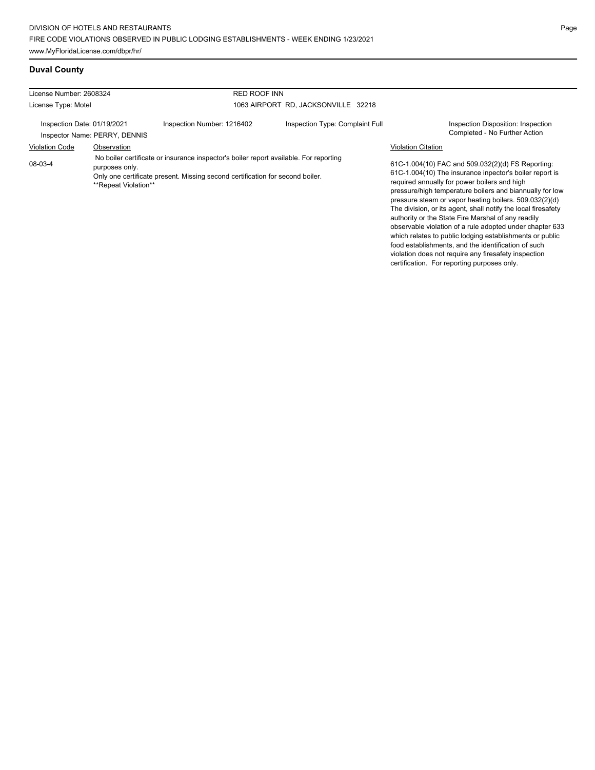## Duval County

| License Number: 2608324 | | RED ROOF INN | |
|---|---|---|---|
| License Type: Motel | | 1063 AIRPORT RD, JACKSONVILLE 32218 | |
| Inspection Date: 01/19/2021<br>Inspector Name: PERRY, DENNIS | Inspection Number: 1216402 | Inspection Type: Complaint Full | Inspection Disposition: Inspection Completed - No Further Action |

| Violation Code | Observation | Violation Citation |
|---|---|---|
| 08-03-4 | No boiler certificate or insurance inspector's boiler report available. For reporting purposes only.<br>Only one certificate present. Missing second certification for second boiler.<br>\*\*Repeat Violation\*\* | 61C-1.004(10) FAC and 509.032(2)(d) FS Reporting: 61C-1.004(10) The insurance inpector's boiler report is required annually for power boilers and high pressure/high temperature boilers and biannually for low pressure steam or vapor heating boilers. 509.032(2)(d) The division, or its agent, shall notify the local firesafety authority or the State Fire Marshal of any readily observable violation of a rule adopted under chapter 633 which relates to public lodging establishments or public food establishments, and the identification of such violation does not require any firesafety inspection certification. For reporting purposes only. |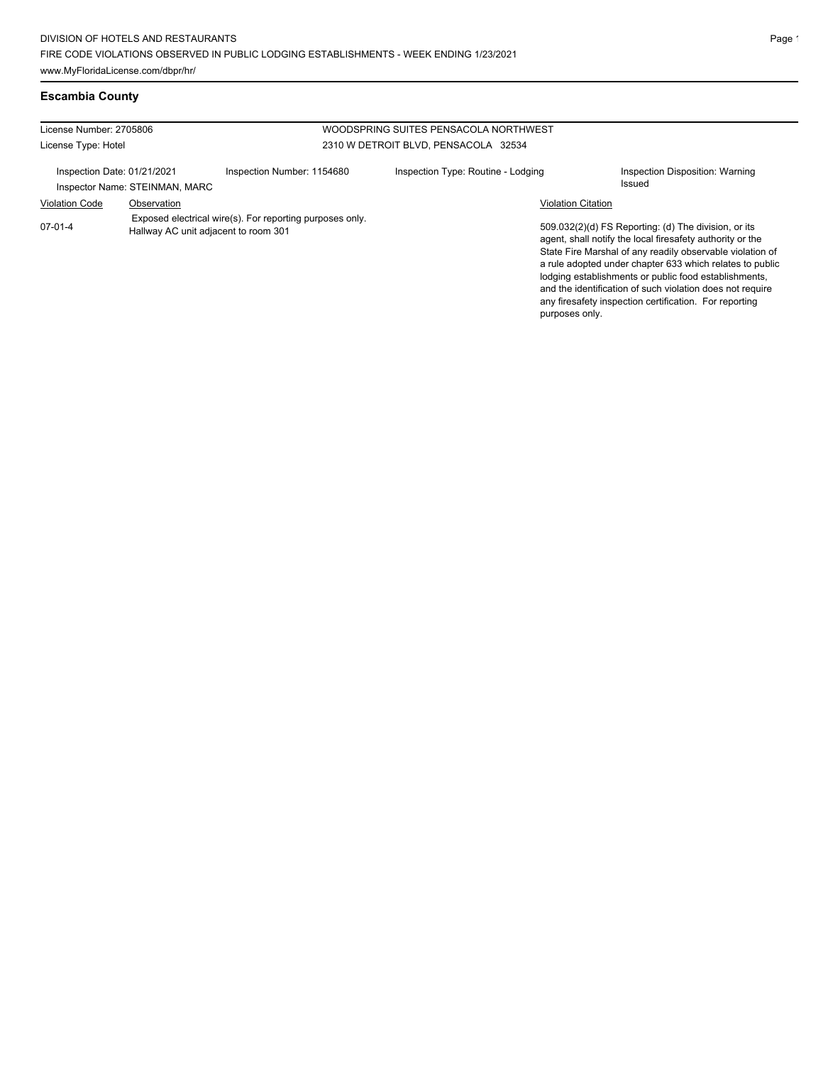## Escambia County

License Number: 2705806

License Type: Hotel

WOODSPRING SUITES PENSACOLA NORTHWEST

2310 W DETROIT BLVD, PENSACOLA 32534

Inspection Date: 01/21/2021 | Inspection Number: 1154680 | Inspection Type: Routine - Lodging | Inspection Disposition: Warning Issued

Inspector Name: STEINMAN, MARC

| Violation Code | Observation | Violation Citation |
|---|---|---|
| 07-01-4 | Exposed electrical wire(s). For reporting purposes only. Hallway AC unit adjacent to room 301 | 509.032(2)(d) FS Reporting: (d) The division, or its agent, shall notify the local firesafety authority or the State Fire Marshal of any readily observable violation of a rule adopted under chapter 633 which relates to public lodging establishments or public food establishments, and the identification of such violation does not require any firesafety inspection certification. For reporting purposes only. |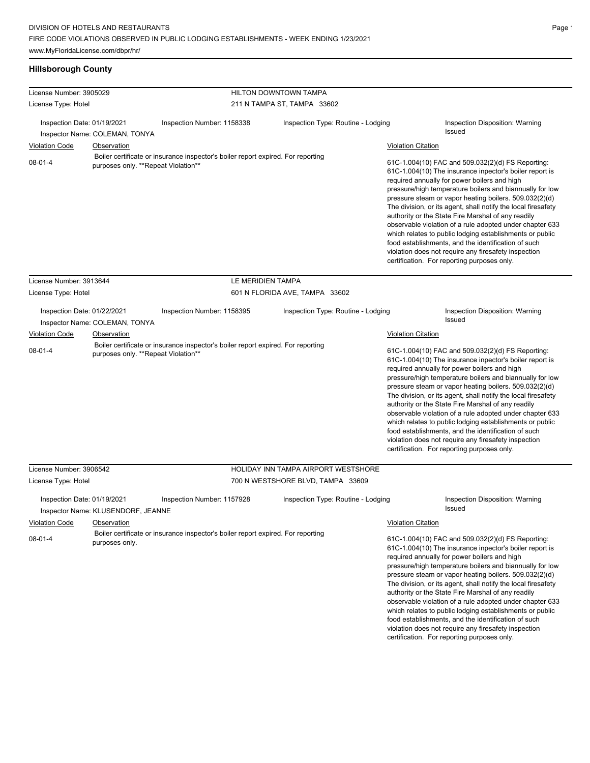## Hillsborough County

| License Number: 3905029 | | HILTON DOWNTOWN TAMPA | |
|---|---|---|---|
| License Type: Hotel | | 211 N TAMPA ST, TAMPA 33602 | |
| Inspection Date: 01/19/2021 Inspector Name: COLEMAN, TONYA | Inspection Number: 1158338 | Inspection Type: Routine - Lodging | Inspection Disposition: Warning Issued |

| Violation Code | Observation | Violation Citation |
|---|---|---|
| 08-01-4 | Boiler certificate or insurance inspector's boiler report expired. For reporting purposes only. **Repeat Violation** | 61C-1.004(10) FAC and 509.032(2)(d) FS Reporting: 61C-1.004(10) The insurance inpector's boiler report is required annually for power boilers and high pressure/high temperature boilers and biannually for low pressure steam or vapor heating boilers. 509.032(2)(d) The division, or its agent, shall notify the local firesafety authority or the State Fire Marshal of any readily observable violation of a rule adopted under chapter 633 which relates to public lodging establishments or public food establishments, and the identification of such violation does not require any firesafety inspection certification. For reporting purposes only. |

| License Number: 3913644 | | LE MERIDIEN TAMPA | |
|---|---|---|---|
| License Type: Hotel | | 601 N FLORIDA AVE, TAMPA 33602 | |
| Inspection Date: 01/22/2021 Inspector Name: COLEMAN, TONYA | Inspection Number: 1158395 | Inspection Type: Routine - Lodging | Inspection Disposition: Warning Issued |

| Violation Code | Observation | Violation Citation |
|---|---|---|
| 08-01-4 | Boiler certificate or insurance inspector's boiler report expired. For reporting purposes only. **Repeat Violation** | 61C-1.004(10) FAC and 509.032(2)(d) FS Reporting: 61C-1.004(10) The insurance inpector's boiler report is required annually for power boilers and high pressure/high temperature boilers and biannually for low pressure steam or vapor heating boilers. 509.032(2)(d) The division, or its agent, shall notify the local firesafety authority or the State Fire Marshal of any readily observable violation of a rule adopted under chapter 633 which relates to public lodging establishments or public food establishments, and the identification of such violation does not require any firesafety inspection certification. For reporting purposes only. |

| License Number: 3906542 | | HOLIDAY INN TAMPA AIRPORT WESTSHORE | |
|---|---|---|---|
| License Type: Hotel | | 700 N WESTSHORE BLVD, TAMPA 33609 | |
| Inspection Date: 01/19/2021 Inspector Name: KLUSENDORF, JEANNE | Inspection Number: 1157928 | Inspection Type: Routine - Lodging | Inspection Disposition: Warning Issued |

| Violation Code | Observation | Violation Citation |
|---|---|---|
| 08-01-4 | Boiler certificate or insurance inspector's boiler report expired. For reporting purposes only. | 61C-1.004(10) FAC and 509.032(2)(d) FS Reporting: 61C-1.004(10) The insurance inpector's boiler report is required annually for power boilers and high pressure/high temperature boilers and biannually for low pressure steam or vapor heating boilers. 509.032(2)(d) The division, or its agent, shall notify the local firesafety authority or the State Fire Marshal of any readily observable violation of a rule adopted under chapter 633 which relates to public lodging establishments or public food establishments, and the identification of such violation does not require any firesafety inspection certification. For reporting purposes only. |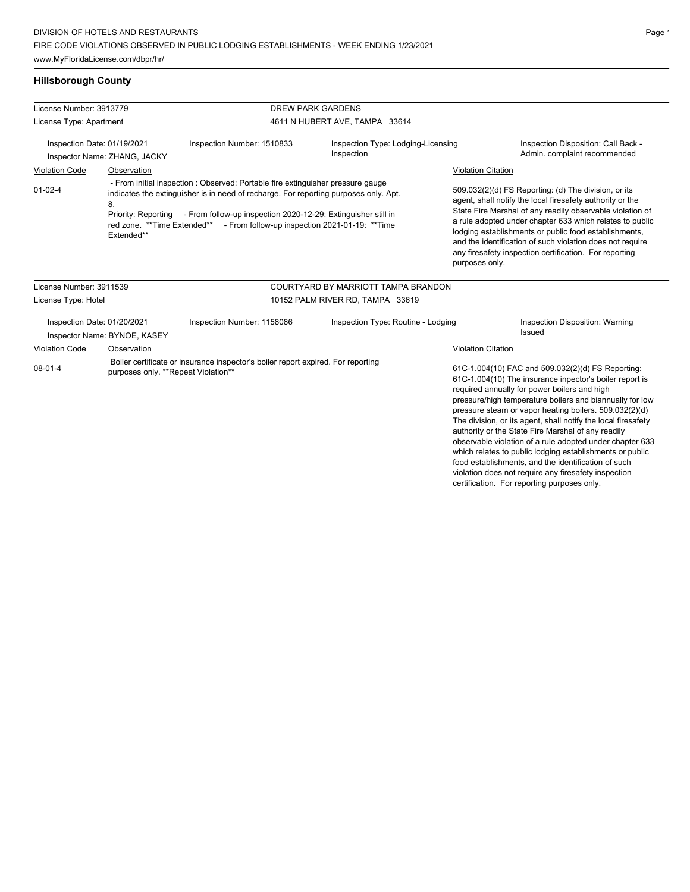DIVISION OF HOTELS AND RESTAURANTS
FIRE CODE VIOLATIONS OBSERVED IN PUBLIC LODGING ESTABLISHMENTS - WEEK ENDING 1/23/2021
www.MyFloridaLicense.com/dbpr/hr/

## Hillsborough County

License Number: 3913779
License Type: Apartment

DREW PARK GARDENS
4611 N HUBERT AVE, TAMPA 33614

Inspection Date: 01/19/2021
Inspector Name: ZHANG, JACKY
Inspection Number: 1510833
Inspection Type: Lodging-Licensing Inspection
Inspection Disposition: Call Back - Admin. complaint recommended

| Violation Code | Observation | Violation Citation |
|---|---|---|
| 01-02-4 | - From initial inspection : Observed: Portable fire extinguisher pressure gauge indicates the extinguisher is in need of recharge. For reporting purposes only. Apt. 8. Priority: Reporting - From follow-up inspection 2020-12-29: Extinguisher still in red zone. **Time Extended** - From follow-up inspection 2021-01-19: **Time Extended** | 509.032(2)(d) FS Reporting: (d) The division, or its agent, shall notify the local firesafety authority or the State Fire Marshal of any readily observable violation of a rule adopted under chapter 633 which relates to public lodging establishments or public food establishments, and the identification of such violation does not require any firesafety inspection certification. For reporting purposes only. |

License Number: 3911539
License Type: Hotel

COURTYARD BY MARRIOTT TAMPA BRANDON
10152 PALM RIVER RD, TAMPA 33619

Inspection Date: 01/20/2021
Inspector Name: BYNOE, KASEY
Inspection Number: 1158086
Inspection Type: Routine - Lodging
Inspection Disposition: Warning Issued

| Violation Code | Observation | Violation Citation |
|---|---|---|
| 08-01-4 | Boiler certificate or insurance inspector's boiler report expired. For reporting purposes only. **Repeat Violation** | 61C-1.004(10) FAC and 509.032(2)(d) FS Reporting: 61C-1.004(10) The insurance inspector's boiler report is required annually for power boilers and high pressure/high temperature boilers and biannually for low pressure steam or vapor heating boilers. 509.032(2)(d) The division, or its agent, shall notify the local firesafety authority or the State Fire Marshal of any readily observable violation of a rule adopted under chapter 633 which relates to public lodging establishments or public food establishments, and the identification of such violation does not require any firesafety inspection certification. For reporting purposes only. |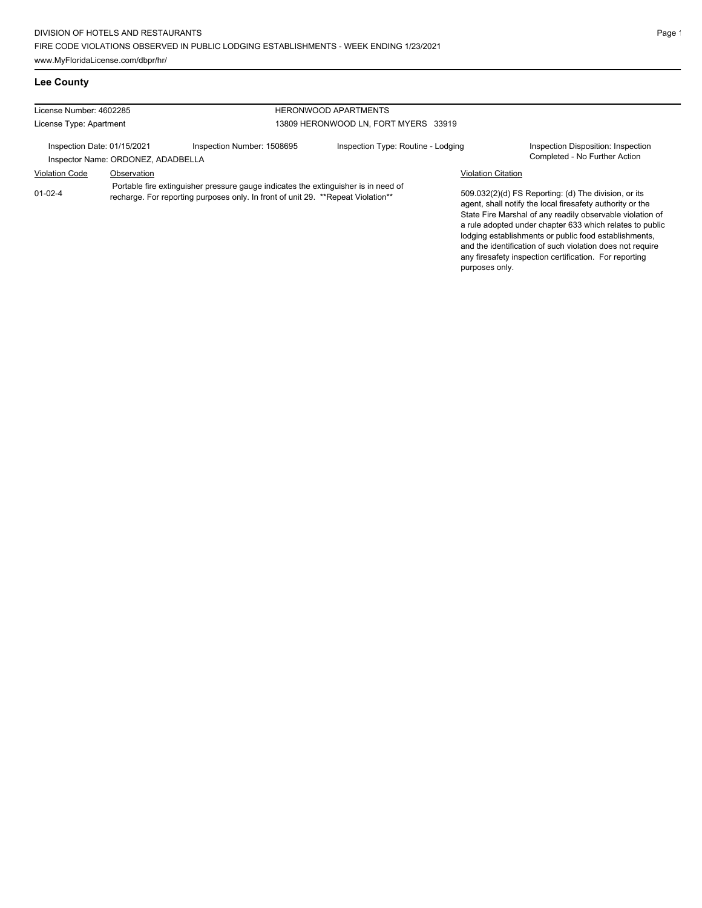DIVISION OF HOTELS AND RESTAURANTS
FIRE CODE VIOLATIONS OBSERVED IN PUBLIC LODGING ESTABLISHMENTS - WEEK ENDING 1/23/2021
www.MyFloridaLicense.com/dbpr/hr/

## Lee County

License Number: 4602285
License Type: Apartment

HERONWOOD APARTMENTS
13809 HERONWOOD LN, FORT MYERS 33919

Inspection Date: 01/15/2021
Inspector Name: ORDONEZ, ADADBELLA
Inspection Number: 1508695
Inspection Type: Routine - Lodging
Inspection Disposition: Inspection Completed - No Further Action

| Violation Code | Observation | Violation Citation |
|---|---|---|
| 01-02-4 | Portable fire extinguisher pressure gauge indicates the extinguisher is in need of recharge. For reporting purposes only. In front of unit 29. **Repeat Violation** | 509.032(2)(d) FS Reporting: (d) The division, or its agent, shall notify the local firesafety authority or the State Fire Marshal of any readily observable violation of a rule adopted under chapter 633 which relates to public lodging establishments or public food establishments, and the identification of such violation does not require any firesafety inspection certification. For reporting purposes only. |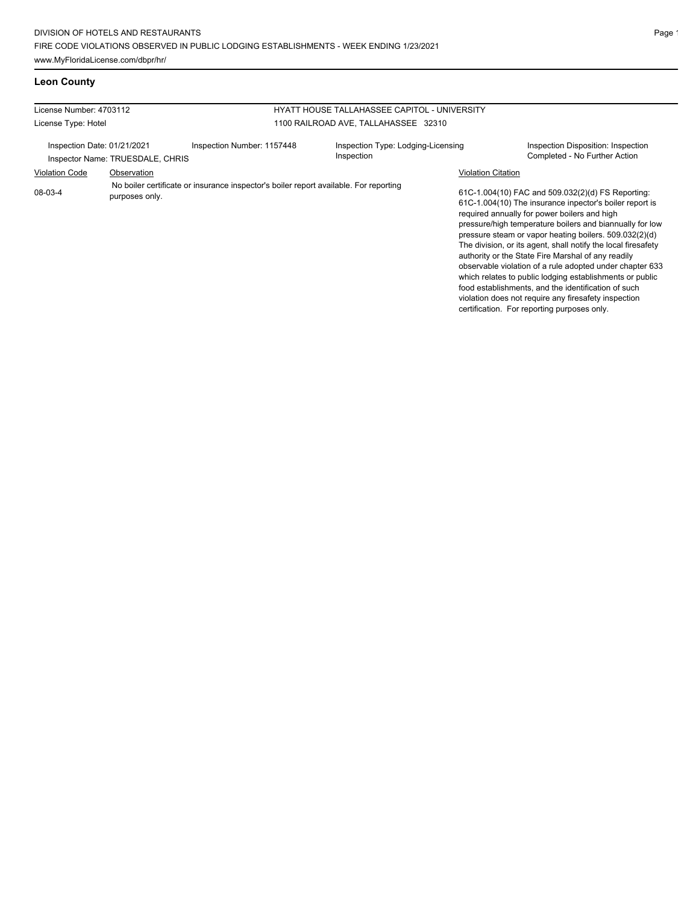## Leon County

| License Number: 4703112 | | HYATT HOUSE TALLAHASSEE CAPITOL - UNIVERSITY | |
|---|---|---|---|
| License Type: Hotel | | 1100 RAILROAD AVE, TALLAHASSEE 32310 | |
| Inspection Date: 01/21/2021<br>Inspector Name: TRUESDALE, CHRIS | Inspection Number: 1157448 | Inspection Type: Lodging-Licensing Inspection | Inspection Disposition: Inspection Completed - No Further Action |

| Violation Code | Observation | Violation Citation |
|---|---|---|
| 08-03-4 | No boiler certificate or insurance inspector's boiler report available. For reporting purposes only. | 61C-1.004(10) FAC and 509.032(2)(d) FS Reporting: 61C-1.004(10) The insurance inpector's boiler report is required annually for power boilers and high pressure/high temperature boilers and biannually for low pressure steam or vapor heating boilers. 509.032(2)(d) The division, or its agent, shall notify the local firesafety authority or the State Fire Marshal of any readily observable violation of a rule adopted under chapter 633 which relates to public lodging establishments or public food establishments, and the identification of such violation does not require any firesafety inspection certification. For reporting purposes only. |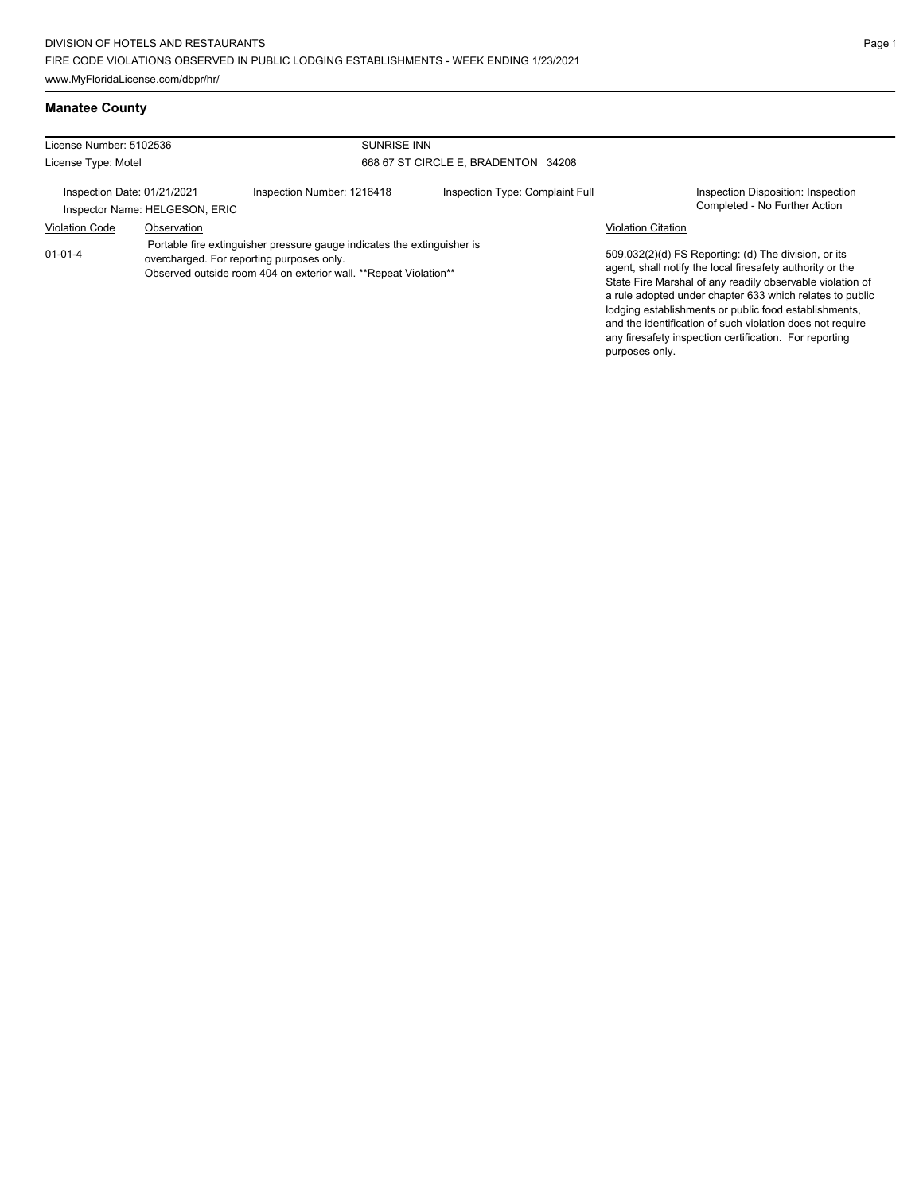## Manatee County

| License Number: 5102536 | SUNRISE INN |
|---|---|
| License Type: Motel | 668 67 ST CIRCLE E, BRADENTON 34208 |

| Inspection Date: 01/21/2021 | Inspection Number: 1216418 | Inspection Type: Complaint Full | Inspection Disposition: Inspection Completed - No Further Action |
|---|---|---|---|
| Inspector Name: HELGESON, ERIC | | | |

| Violation Code | Observation | Violation Citation |
|---|---|---|
| 01-01-4 | Portable fire extinguisher pressure gauge indicates the extinguisher is overcharged. For reporting purposes only. Observed outside room 404 on exterior wall. **Repeat Violation** | 509.032(2)(d) FS Reporting: (d) The division, or its agent, shall notify the local firesafety authority or the State Fire Marshal of any readily observable violation of a rule adopted under chapter 633 which relates to public lodging establishments or public food establishments, and the identification of such violation does not require any firesafety inspection certification. For reporting purposes only. |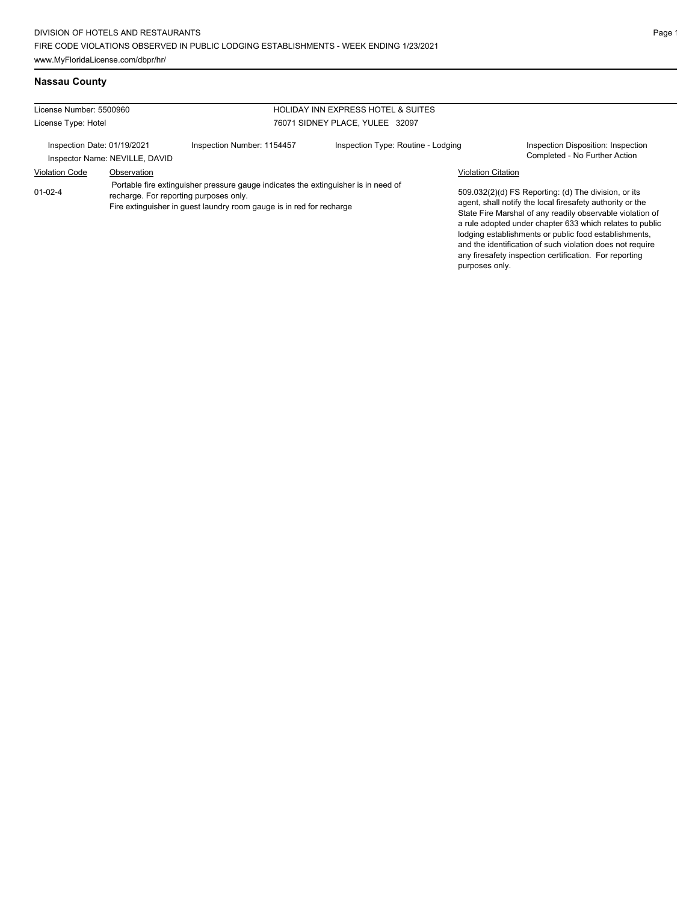## Nassau County

| License Number: 5500960 | | HOLIDAY INN EXPRESS HOTEL & SUITES | |
|---|---|---|---|
| License Type: Hotel | | 76071 SIDNEY PLACE, YULEE 32097 | |
| Inspection Date: 01/19/2021 | Inspection Number: 1154457 | Inspection Type: Routine - Lodging | Inspection Disposition: Inspection Completed - No Further Action |
| Inspector Name: NEVILLE, DAVID | | | |

| Violation Code | Observation | Violation Citation |
|---|---|---|
| 01-02-4 | Portable fire extinguisher pressure gauge indicates the extinguisher is in need of recharge. For reporting purposes only.<br>Fire extinguisher in guest laundry room gauge is in red for recharge | 509.032(2)(d) FS Reporting: (d) The division, or its agent, shall notify the local firesafety authority or the State Fire Marshal of any readily observable violation of a rule adopted under chapter 633 which relates to public lodging establishments or public food establishments, and the identification of such violation does not require any firesafety inspection certification. For reporting purposes only. |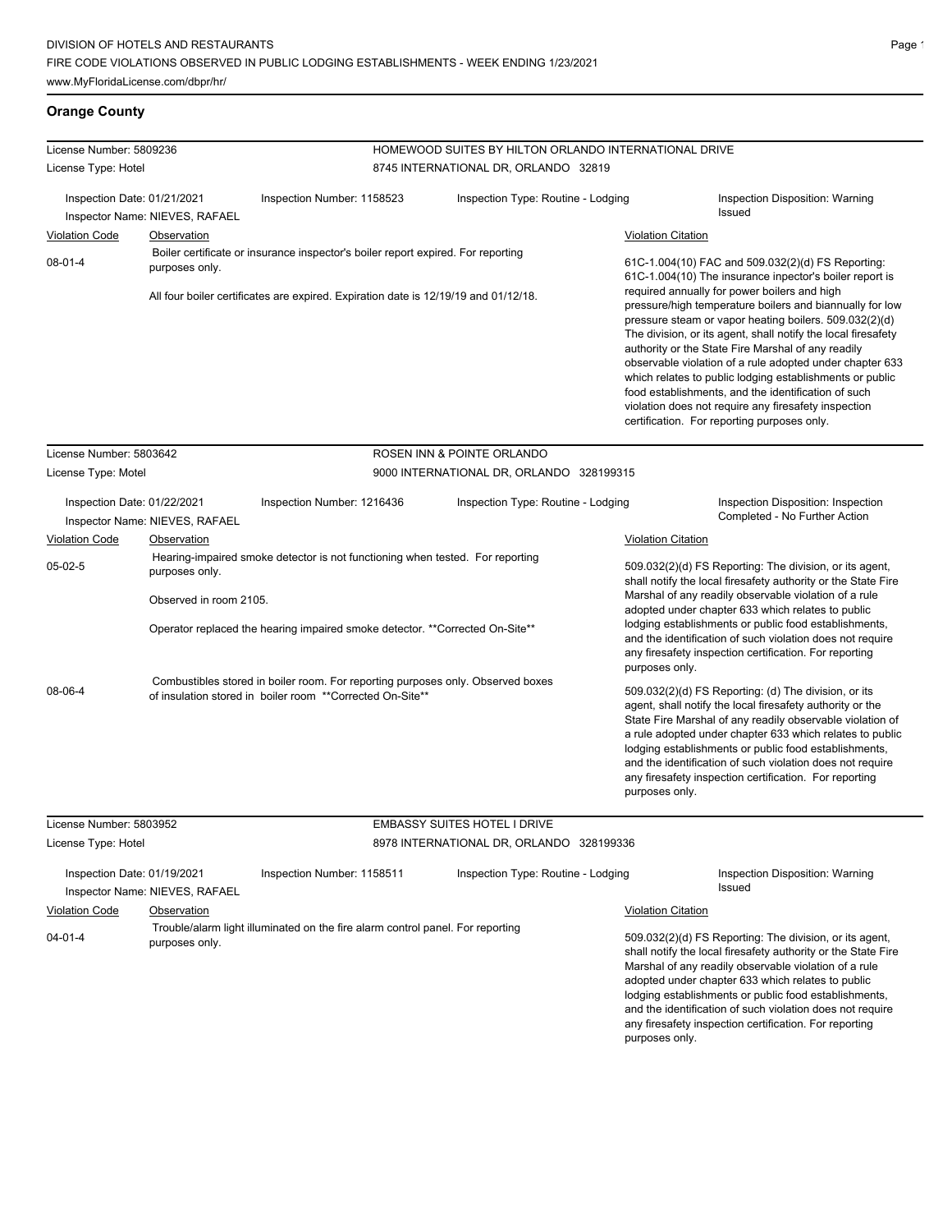## Orange County

**License Number:** 5809236
**License Type:** Hotel
**HOMEWOOD SUITES BY HILTON ORLANDO INTERNATIONAL DRIVE**
8745 INTERNATIONAL DR, ORLANDO 32819

**Inspection Date:** 01/21/2021
**Inspection Number:** 1158523
**Inspection Type:** Routine - Lodging
**Inspection Disposition:** Warning Issued
**Inspector Name:** NIEVES, RAFAEL

| Violation Code | Observation | Violation Citation |
| --- | --- | --- |
| 08-01-4 | Boiler certificate or insurance inspector's boiler report expired. For reporting purposes only.<br><br>All four boiler certificates are expired. Expiration date is 12/19/19 and 01/12/18. | 61C-1.004(10) FAC and 509.032(2)(d) FS Reporting: 61C-1.004(10) The insurance inpector's boiler report is required annually for power boilers and high pressure/high temperature boilers and biannually for low pressure steam or vapor heating boilers. 509.032(2)(d) The division, or its agent, shall notify the local firesafety authority or the State Fire Marshal of any readily observable violation of a rule adopted under chapter 633 which relates to public lodging establishments or public food establishments, and the identification of such violation does not require any firesafety inspection certification. For reporting purposes only. |

**License Number:** 5803642
**License Type:** Motel
**ROSEN INN & POINTE ORLANDO**
9000 INTERNATIONAL DR, ORLANDO 328199315

**Inspection Date:** 01/22/2021
**Inspection Number:** 1216436
**Inspection Type:** Routine - Lodging
**Inspection Disposition:** Inspection Completed - No Further Action
**Inspector Name:** NIEVES, RAFAEL

| Violation Code | Observation | Violation Citation |
| --- | --- | --- |
| 05-02-5 | Hearing-impaired smoke detector is not functioning when tested. For reporting purposes only.<br><br>Observed in room 2105.<br><br>Operator replaced the hearing impaired smoke detector. **Corrected On-Site** | 509.032(2)(d) FS Reporting: The division, or its agent, shall notify the local firesafety authority or the State Fire Marshal of any readily observable violation of a rule adopted under chapter 633 which relates to public lodging establishments or public food establishments, and the identification of such violation does not require any firesafety inspection certification. For reporting purposes only. |
| 08-06-4 | Combustibles stored in boiler room. For reporting purposes only. Observed boxes of insulation stored in boiler room **Corrected On-Site** | 509.032(2)(d) FS Reporting: (d) The division, or its agent, shall notify the local firesafety authority or the State Fire Marshal of any readily observable violation of a rule adopted under chapter 633 which relates to public lodging establishments or public food establishments, and the identification of such violation does not require any firesafety inspection certification. For reporting purposes only. |

**License Number:** 5803952
**License Type:** Hotel
**EMBASSY SUITES HOTEL I DRIVE**
8978 INTERNATIONAL DR, ORLANDO 328199336

**Inspection Date:** 01/19/2021
**Inspection Number:** 1158511
**Inspection Type:** Routine - Lodging
**Inspection Disposition:** Warning Issued
**Inspector Name:** NIEVES, RAFAEL

| Violation Code | Observation | Violation Citation |
| --- | --- | --- |
| 04-01-4 | Trouble/alarm light illuminated on the fire alarm control panel. For reporting purposes only. | 509.032(2)(d) FS Reporting: The division, or its agent, shall notify the local firesafety authority or the State Fire Marshal of any readily observable violation of a rule adopted under chapter 633 which relates to public lodging establishments or public food establishments, and the identification of such violation does not require any firesafety inspection certification. For reporting purposes only. |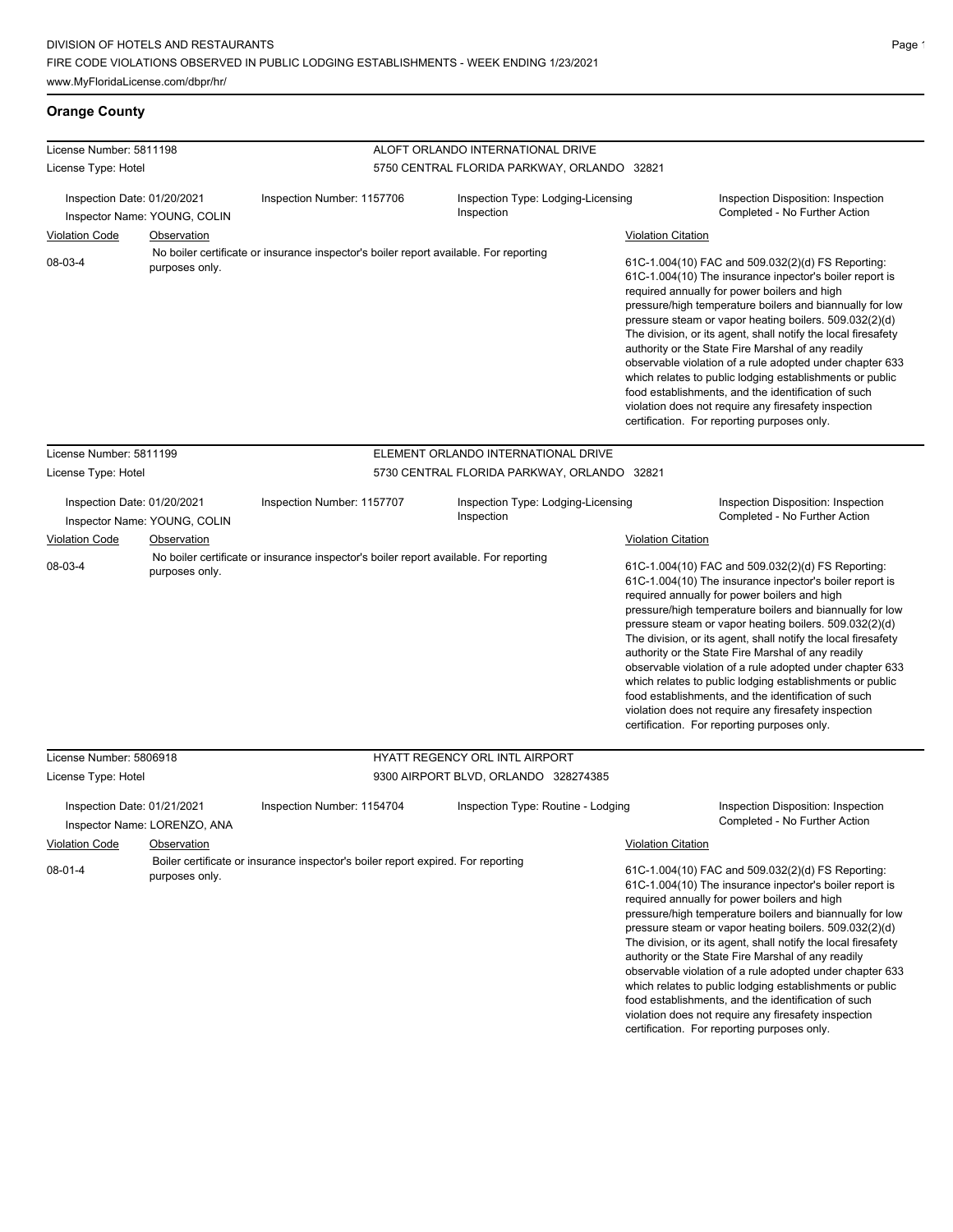## Orange County

**License Number:** 5811198 — **ALOFT ORLANDO INTERNATIONAL DRIVE**
**License Type:** Hotel — 5750 CENTRAL FLORIDA PARKWAY, ORLANDO 32821

Inspection Date: 01/20/2021 | Inspection Number: 1157706 | Inspection Type: Lodging-Licensing Inspection | Inspection Disposition: Inspection Completed - No Further Action
Inspector Name: YOUNG, COLIN

| Violation Code | Observation | Violation Citation |
|---|---|---|
| 08-03-4 | No boiler certificate or insurance inspector's boiler report available. For reporting purposes only. | 61C-1.004(10) FAC and 509.032(2)(d) FS Reporting: 61C-1.004(10) The insurance inpector's boiler report is required annually for power boilers and high pressure/high temperature boilers and biannually for low pressure steam or vapor heating boilers. 509.032(2)(d) The division, or its agent, shall notify the local firesafety authority or the State Fire Marshal of any readily observable violation of a rule adopted under chapter 633 which relates to public lodging establishments or public food establishments, and the identification of such violation does not require any firesafety inspection certification. For reporting purposes only. |

**License Number:** 5811199 — **ELEMENT ORLANDO INTERNATIONAL DRIVE**
**License Type:** Hotel — 5730 CENTRAL FLORIDA PARKWAY, ORLANDO 32821

Inspection Date: 01/20/2021 | Inspection Number: 1157707 | Inspection Type: Lodging-Licensing Inspection | Inspection Disposition: Inspection Completed - No Further Action
Inspector Name: YOUNG, COLIN

| Violation Code | Observation | Violation Citation |
|---|---|---|
| 08-03-4 | No boiler certificate or insurance inspector's boiler report available. For reporting purposes only. | 61C-1.004(10) FAC and 509.032(2)(d) FS Reporting: 61C-1.004(10) The insurance inpector's boiler report is required annually for power boilers and high pressure/high temperature boilers and biannually for low pressure steam or vapor heating boilers. 509.032(2)(d) The division, or its agent, shall notify the local firesafety authority or the State Fire Marshal of any readily observable violation of a rule adopted under chapter 633 which relates to public lodging establishments or public food establishments, and the identification of such violation does not require any firesafety inspection certification. For reporting purposes only. |

**License Number:** 5806918 — **HYATT REGENCY ORL INTL AIRPORT**
**License Type:** Hotel — 9300 AIRPORT BLVD, ORLANDO 328274385

Inspection Date: 01/21/2021 | Inspection Number: 1154704 | Inspection Type: Routine - Lodging | Inspection Disposition: Inspection Completed - No Further Action
Inspector Name: LORENZO, ANA

| Violation Code | Observation | Violation Citation |
|---|---|---|
| 08-01-4 | Boiler certificate or insurance inspector's boiler report expired. For reporting purposes only. | 61C-1.004(10) FAC and 509.032(2)(d) FS Reporting: 61C-1.004(10) The insurance inpector's boiler report is required annually for power boilers and high pressure/high temperature boilers and biannually for low pressure steam or vapor heating boilers. 509.032(2)(d) The division, or its agent, shall notify the local firesafety authority or the State Fire Marshal of any readily observable violation of a rule adopted under chapter 633 which relates to public lodging establishments or public food establishments, and the identification of such violation does not require any firesafety inspection certification. For reporting purposes only. |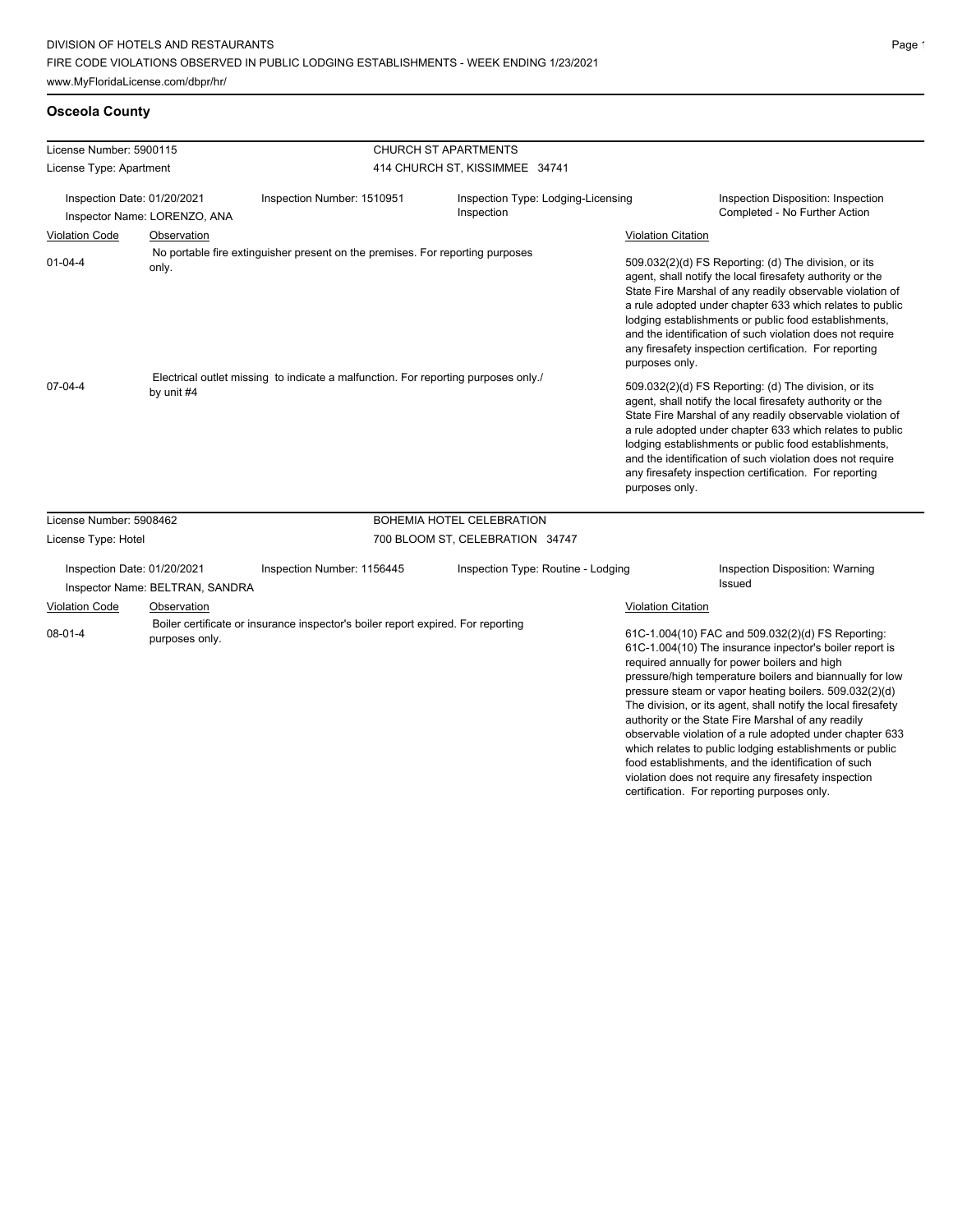## Osceola County

License Number: 5900115
License Type: Apartment

**CHURCH ST APARTMENTS**
414 CHURCH ST, KISSIMMEE 34741

Inspection Date: 01/20/2021
Inspector Name: LORENZO, ANA
Inspection Number: 1510951
Inspection Type: Lodging-Licensing Inspection
Inspection Disposition: Inspection Completed - No Further Action

| Violation Code | Observation | Violation Citation |
| --- | --- | --- |
| 01-04-4 | No portable fire extinguisher present on the premises. For reporting purposes only. | 509.032(2)(d) FS Reporting: (d) The division, or its agent, shall notify the local firesafety authority or the State Fire Marshal of any readily observable violation of a rule adopted under chapter 633 which relates to public lodging establishments or public food establishments, and the identification of such violation does not require any firesafety inspection certification. For reporting purposes only. |
| 07-04-4 | Electrical outlet missing to indicate a malfunction. For reporting purposes only./ by unit #4 | 509.032(2)(d) FS Reporting: (d) The division, or its agent, shall notify the local firesafety authority or the State Fire Marshal of any readily observable violation of a rule adopted under chapter 633 which relates to public lodging establishments or public food establishments, and the identification of such violation does not require any firesafety inspection certification. For reporting purposes only. |

License Number: 5908462
License Type: Hotel

**BOHEMIA HOTEL CELEBRATION**
700 BLOOM ST, CELEBRATION 34747

Inspection Date: 01/20/2021
Inspector Name: BELTRAN, SANDRA
Inspection Number: 1156445
Inspection Type: Routine - Lodging
Inspection Disposition: Warning Issued

| Violation Code | Observation | Violation Citation |
| --- | --- | --- |
| 08-01-4 | Boiler certificate or insurance inspector's boiler report expired. For reporting purposes only. | 61C-1.004(10) FAC and 509.032(2)(d) FS Reporting: 61C-1.004(10) The insurance inpector's boiler report is required annually for power boilers and high pressure/high temperature boilers and biannually for low pressure steam or vapor heating boilers. 509.032(2)(d) The division, or its agent, shall notify the local firesafety authority or the State Fire Marshal of any readily observable violation of a rule adopted under chapter 633 which relates to public lodging establishments or public food establishments, and the identification of such violation does not require any firesafety inspection certification. For reporting purposes only. |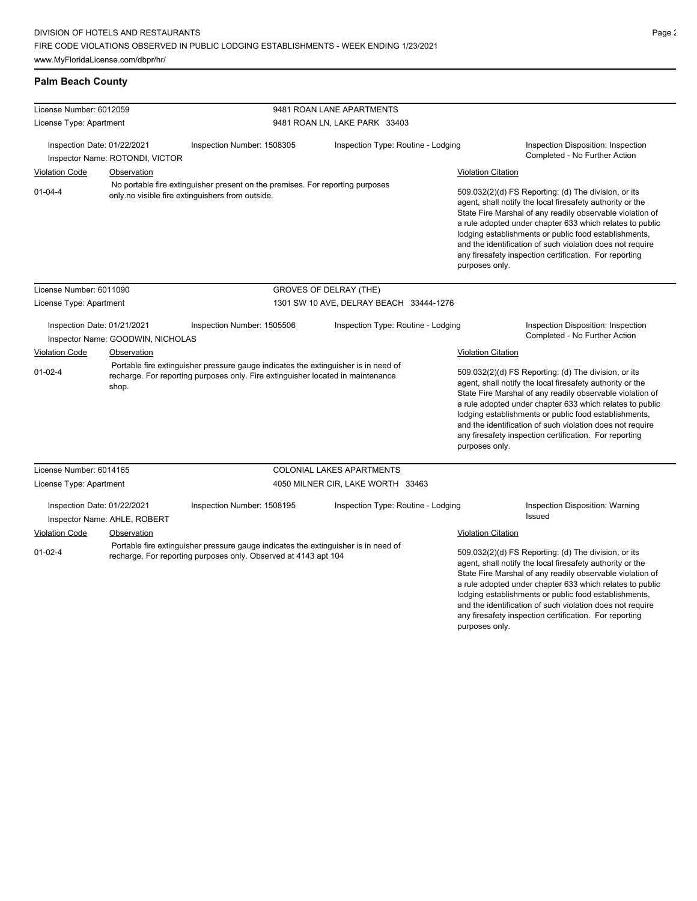## Palm Beach County

| License Number: 6012059 | | 9481 ROAN LANE APARTMENTS | |
|---|---|---|---|
| License Type: Apartment | | 9481 ROAN LN, LAKE PARK 33403 | |

Inspection Date: 01/22/2021 | Inspection Number: 1508305 | Inspection Type: Routine - Lodging | Inspection Disposition: Inspection Completed - No Further Action

Inspector Name: ROTONDI, VICTOR

| Violation Code | Observation | Violation Citation |
|---|---|---|
| 01-04-4 | No portable fire extinguisher present on the premises. For reporting purposes only.no visible fire extinguishers from outside. | 509.032(2)(d) FS Reporting: (d) The division, or its agent, shall notify the local firesafety authority or the State Fire Marshal of any readily observable violation of a rule adopted under chapter 633 which relates to public lodging establishments or public food establishments, and the identification of such violation does not require any firesafety inspection certification. For reporting purposes only. |

| License Number: 6011090 | | GROVES OF DELRAY (THE) | |
|---|---|---|---|
| License Type: Apartment | | 1301 SW 10 AVE, DELRAY BEACH 33444-1276 | |

Inspection Date: 01/21/2021 | Inspection Number: 1505506 | Inspection Type: Routine - Lodging | Inspection Disposition: Inspection Completed - No Further Action

Inspector Name: GOODWIN, NICHOLAS

| Violation Code | Observation | Violation Citation |
|---|---|---|
| 01-02-4 | Portable fire extinguisher pressure gauge indicates the extinguisher is in need of recharge. For reporting purposes only. Fire extinguisher located in maintenance shop. | 509.032(2)(d) FS Reporting: (d) The division, or its agent, shall notify the local firesafety authority or the State Fire Marshal of any readily observable violation of a rule adopted under chapter 633 which relates to public lodging establishments or public food establishments, and the identification of such violation does not require any firesafety inspection certification. For reporting purposes only. |

| License Number: 6014165 | | COLONIAL LAKES APARTMENTS | |
|---|---|---|---|
| License Type: Apartment | | 4050 MILNER CIR, LAKE WORTH 33463 | |

Inspection Date: 01/22/2021 | Inspection Number: 1508195 | Inspection Type: Routine - Lodging | Inspection Disposition: Warning Issued

Inspector Name: AHLE, ROBERT

| Violation Code | Observation | Violation Citation |
|---|---|---|
| 01-02-4 | Portable fire extinguisher pressure gauge indicates the extinguisher is in need of recharge. For reporting purposes only. Observed at 4143 apt 104 | 509.032(2)(d) FS Reporting: (d) The division, or its agent, shall notify the local firesafety authority or the State Fire Marshal of any readily observable violation of a rule adopted under chapter 633 which relates to public lodging establishments or public food establishments, and the identification of such violation does not require any firesafety inspection certification. For reporting purposes only. |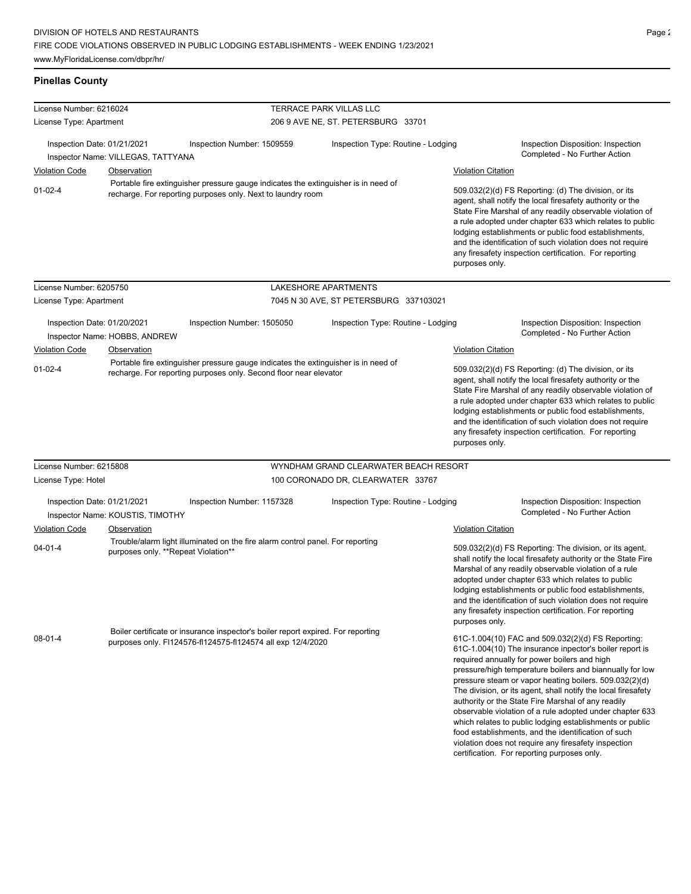## Pinellas County

**License Number:** 6216024 — TERRACE PARK VILLAS LLC
**License Type:** Apartment — 206 9 AVE NE, ST. PETERSBURG 33701

Inspection Date: 01/21/2021 | Inspection Number: 1509559 | Inspection Type: Routine - Lodging | Inspection Disposition: Inspection Completed - No Further Action
Inspector Name: VILLEGAS, TATTYANA

| Violation Code | Observation | Violation Citation |
|---|---|---|
| 01-02-4 | Portable fire extinguisher pressure gauge indicates the extinguisher is in need of recharge. For reporting purposes only. Next to laundry room | 509.032(2)(d) FS Reporting: (d) The division, or its agent, shall notify the local firesafety authority or the State Fire Marshal of any readily observable violation of a rule adopted under chapter 633 which relates to public lodging establishments or public food establishments, and the identification of such violation does not require any firesafety inspection certification. For reporting purposes only. |

**License Number:** 6205750 — LAKESHORE APARTMENTS
**License Type:** Apartment — 7045 N 30 AVE, ST PETERSBURG 337103021

Inspection Date: 01/20/2021 | Inspection Number: 1505050 | Inspection Type: Routine - Lodging | Inspection Disposition: Inspection Completed - No Further Action
Inspector Name: HOBBS, ANDREW

| Violation Code | Observation | Violation Citation |
|---|---|---|
| 01-02-4 | Portable fire extinguisher pressure gauge indicates the extinguisher is in need of recharge. For reporting purposes only. Second floor near elevator | 509.032(2)(d) FS Reporting: (d) The division, or its agent, shall notify the local firesafety authority or the State Fire Marshal of any readily observable violation of a rule adopted under chapter 633 which relates to public lodging establishments or public food establishments, and the identification of such violation does not require any firesafety inspection certification. For reporting purposes only. |

**License Number:** 6215808 — WYNDHAM GRAND CLEARWATER BEACH RESORT
**License Type:** Hotel — 100 CORONADO DR, CLEARWATER 33767

Inspection Date: 01/21/2021 | Inspection Number: 1157328 | Inspection Type: Routine - Lodging | Inspection Disposition: Inspection Completed - No Further Action
Inspector Name: KOUSTIS, TIMOTHY

| Violation Code | Observation | Violation Citation |
|---|---|---|
| 04-01-4 | Trouble/alarm light illuminated on the fire alarm control panel. For reporting purposes only. **Repeat Violation** | 509.032(2)(d) FS Reporting: The division, or its agent, shall notify the local firesafety authority or the State Fire Marshal of any readily observable violation of a rule adopted under chapter 633 which relates to public lodging establishments or public food establishments, and the identification of such violation does not require any firesafety inspection certification. For reporting purposes only. |
| 08-01-4 | Boiler certificate or insurance inspector's boiler report expired. For reporting purposes only. FI124576-fl124575-fl124574 all exp 12/4/2020 | 61C-1.004(10) FAC and 509.032(2)(d) FS Reporting: 61C-1.004(10) The insurance inpector's boiler report is required annually for power boilers and high pressure/high temperature boilers and biannually for low pressure steam or vapor heating boilers. 509.032(2)(d) The division, or its agent, shall notify the local firesafety authority or the State Fire Marshal of any readily observable violation of a rule adopted under chapter 633 which relates to public lodging establishments or public food establishments, and the identification of such violation does not require any firesafety inspection certification. For reporting purposes only. |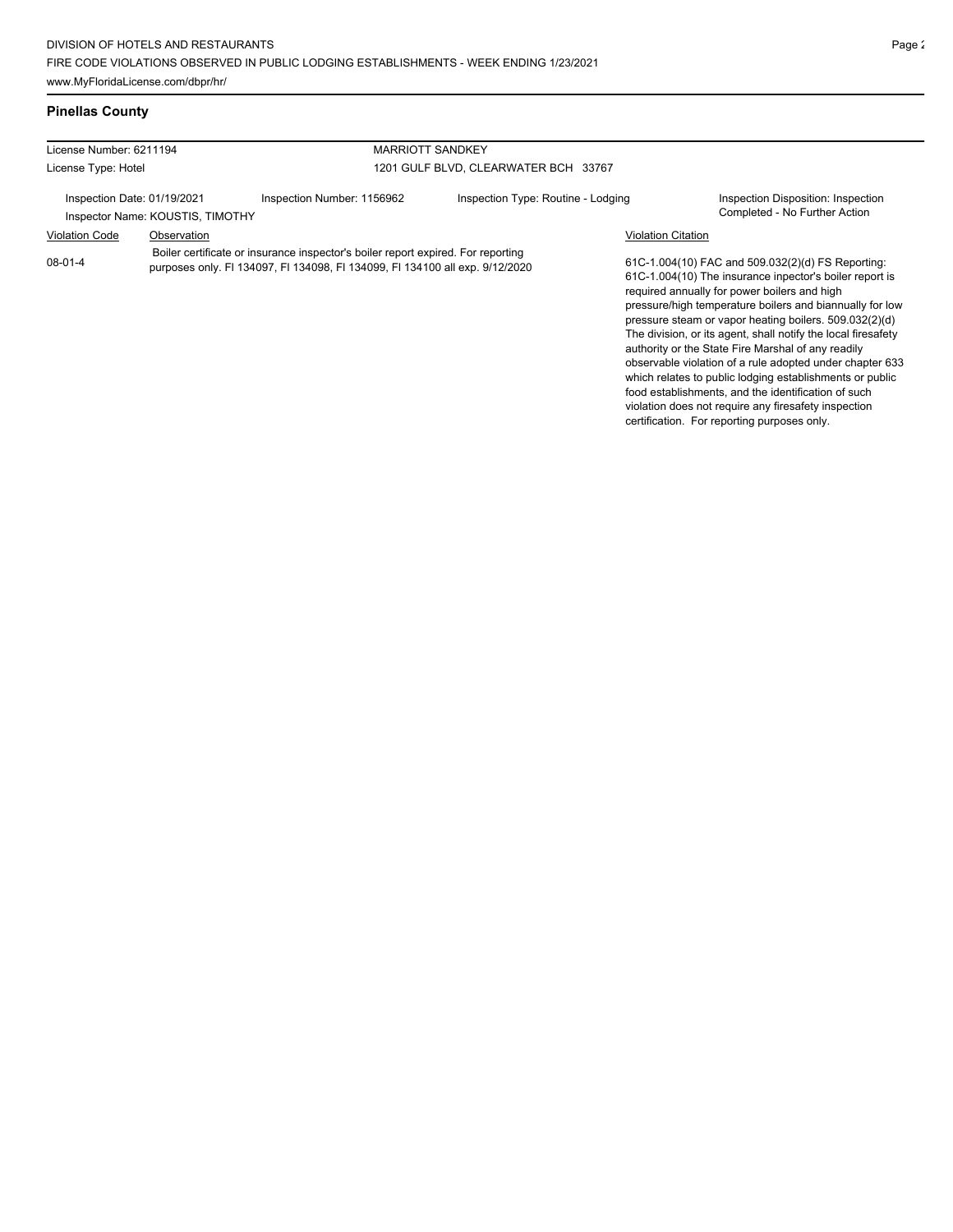## Pinellas County

License Number: 6211194
License Type: Hotel

MARRIOTT SANDKEY
1201 GULF BLVD, CLEARWATER BCH 33767

Inspection Date: 01/19/2021
Inspector Name: KOUSTIS, TIMOTHY

Inspection Number: 1156962

Inspection Type: Routine - Lodging

Inspection Disposition: Inspection Completed - No Further Action

| Violation Code | Observation | Violation Citation |
|---|---|---|
| 08-01-4 | Boiler certificate or insurance inspector's boiler report expired. For reporting purposes only. FI 134097, FI 134098, FI 134099, FI 134100 all exp. 9/12/2020 | 61C-1.004(10) FAC and 509.032(2)(d) FS Reporting: 61C-1.004(10) The insurance inpector's boiler report is required annually for power boilers and high pressure/high temperature boilers and biannually for low pressure steam or vapor heating boilers. 509.032(2)(d) The division, or its agent, shall notify the local firesafety authority or the State Fire Marshal of any readily observable violation of a rule adopted under chapter 633 which relates to public lodging establishments or public food establishments, and the identification of such violation does not require any firesafety inspection certification. For reporting purposes only. |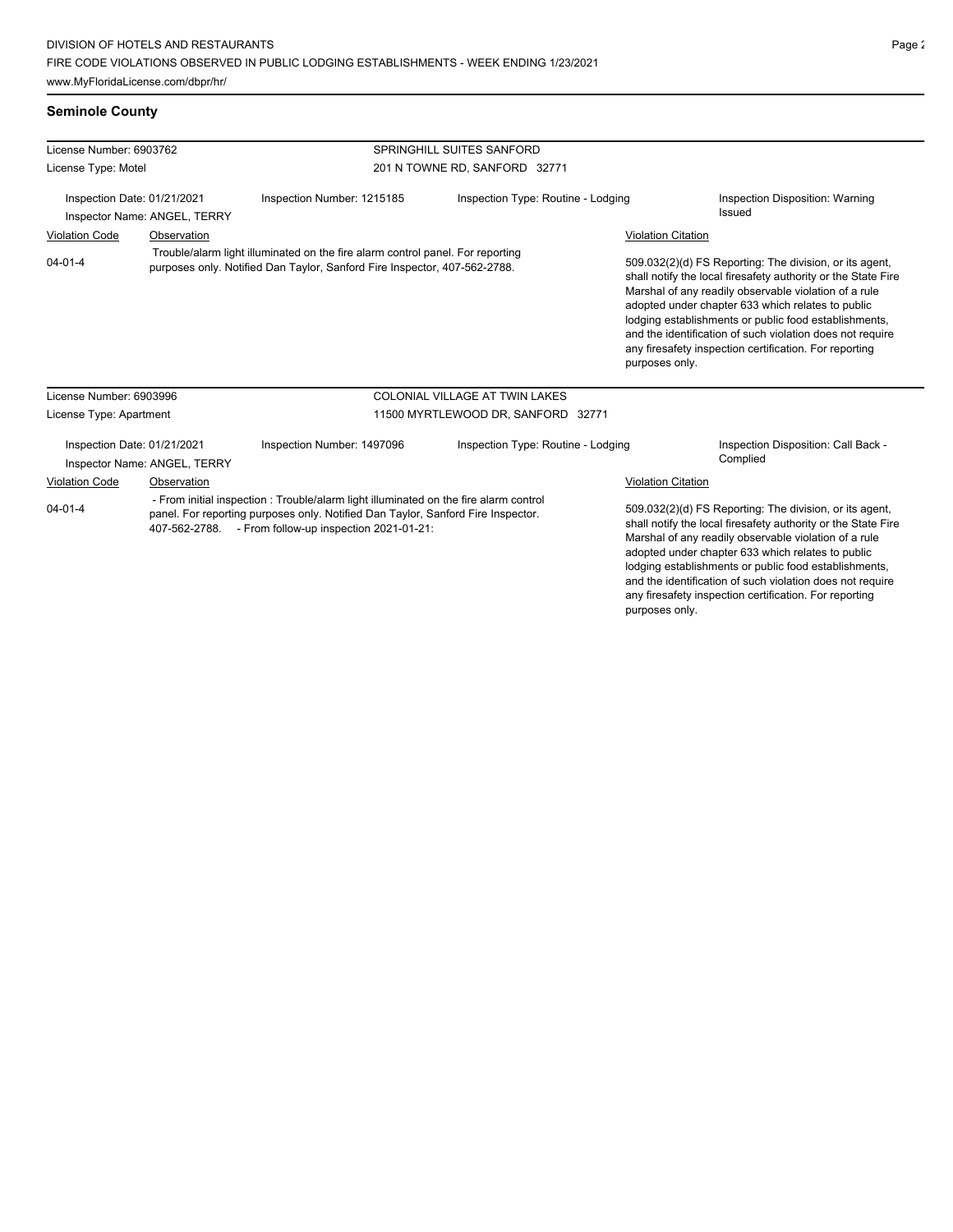## Seminole County

| License Number: 6903762 | | SPRINGHILL SUITES SANFORD | |
|---|---|---|---|
| License Type: Motel | | 201 N TOWNE RD, SANFORD 32771 | |
| Inspection Date: 01/21/2021<br>Inspector Name: ANGEL, TERRY | Inspection Number: 1215185 | Inspection Type: Routine - Lodging | Inspection Disposition: Warning Issued |

| Violation Code | Observation | Violation Citation |
|---|---|---|
| 04-01-4 | Trouble/alarm light illuminated on the fire alarm control panel. For reporting purposes only. Notified Dan Taylor, Sanford Fire Inspector, 407-562-2788. | 509.032(2)(d) FS Reporting: The division, or its agent, shall notify the local firesafety authority or the State Fire Marshal of any readily observable violation of a rule adopted under chapter 633 which relates to public lodging establishments or public food establishments, and the identification of such violation does not require any firesafety inspection certification. For reporting purposes only. |

| License Number: 6903996 | | COLONIAL VILLAGE AT TWIN LAKES | |
|---|---|---|---|
| License Type: Apartment | | 11500 MYRTLEWOOD DR, SANFORD 32771 | |
| Inspection Date: 01/21/2021<br>Inspector Name: ANGEL, TERRY | Inspection Number: 1497096 | Inspection Type: Routine - Lodging | Inspection Disposition: Call Back - Complied |

| Violation Code | Observation | Violation Citation |
|---|---|---|
| 04-01-4 | - From initial inspection : Trouble/alarm light illuminated on the fire alarm control panel. For reporting purposes only. Notified Dan Taylor, Sanford Fire Inspector. 407-562-2788. - From follow-up inspection 2021-01-21: | 509.032(2)(d) FS Reporting: The division, or its agent, shall notify the local firesafety authority or the State Fire Marshal of any readily observable violation of a rule adopted under chapter 633 which relates to public lodging establishments or public food establishments, and the identification of such violation does not require any firesafety inspection certification. For reporting purposes only. |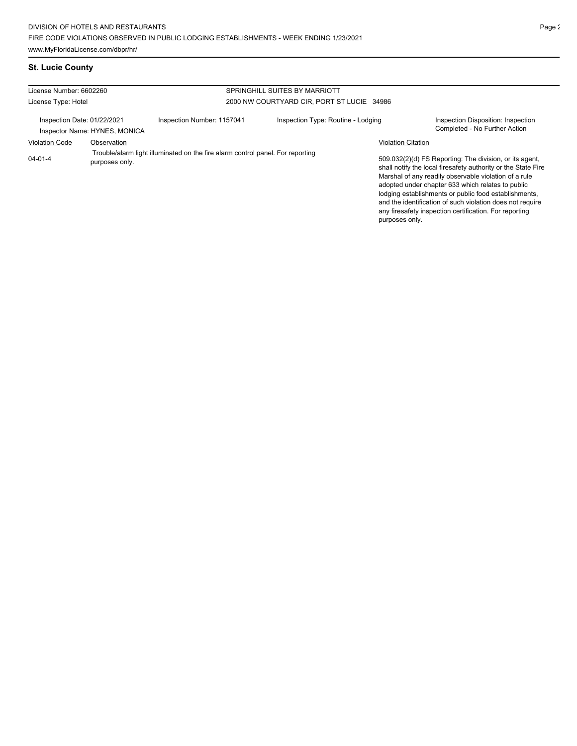## St. Lucie County

| License Number: 6602260 | | SPRINGHILL SUITES BY MARRIOTT | |
|---|---|---|---|
| License Type: Hotel | | 2000 NW COURTYARD CIR, PORT ST LUCIE 34986 | |
| Inspection Date: 01/22/2021<br>Inspector Name: HYNES, MONICA | Inspection Number: 1157041 | Inspection Type: Routine - Lodging | Inspection Disposition: Inspection Completed - No Further Action |

| Violation Code | Observation | Violation Citation |
|---|---|---|
| 04-01-4 | Trouble/alarm light illuminated on the fire alarm control panel. For reporting purposes only. | 509.032(2)(d) FS Reporting: The division, or its agent, shall notify the local firesafety authority or the State Fire Marshal of any readily observable violation of a rule adopted under chapter 633 which relates to public lodging establishments or public food establishments, and the identification of such violation does not require any firesafety inspection certification. For reporting purposes only. |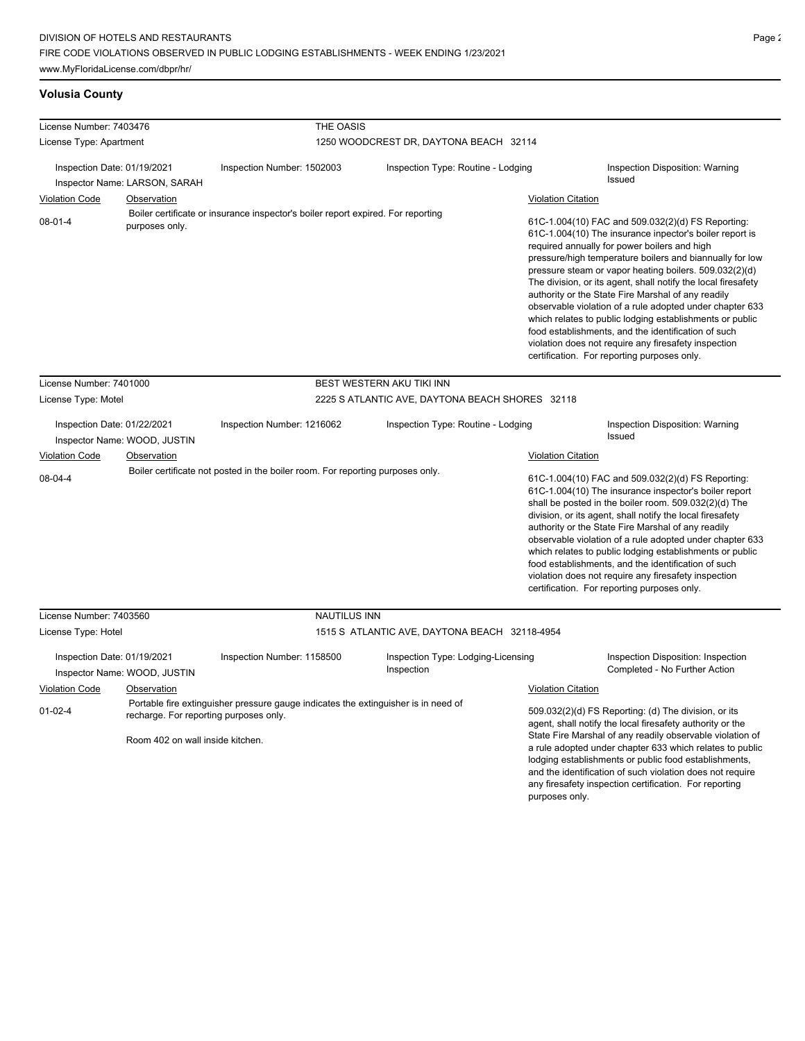## Volusia County

| License Number: 7403476 | | THE OASIS | |
|---|---|---|---|
| License Type: Apartment | | 1250 WOODCREST DR, DAYTONA BEACH 32114 | |
| Inspection Date: 01/19/2021<br>Inspector Name: LARSON, SARAH | Inspection Number: 1502003 | Inspection Type: Routine - Lodging | Inspection Disposition: Warning Issued |

| Violation Code | Observation | Violation Citation |
|---|---|---|
| 08-01-4 | Boiler certificate or insurance inspector's boiler report expired. For reporting purposes only. | 61C-1.004(10) FAC and 509.032(2)(d) FS Reporting: 61C-1.004(10) The insurance inpector's boiler report is required annually for power boilers and high pressure/high temperature boilers and biannually for low pressure steam or vapor heating boilers. 509.032(2)(d) The division, or its agent, shall notify the local firesafety authority or the State Fire Marshal of any readily observable violation of a rule adopted under chapter 633 which relates to public lodging establishments or public food establishments, and the identification of such violation does not require any firesafety inspection certification. For reporting purposes only. |

| License Number: 7401000 | | BEST WESTERN AKU TIKI INN | |
|---|---|---|---|
| License Type: Motel | | 2225 S ATLANTIC AVE, DAYTONA BEACH SHORES 32118 | |
| Inspection Date: 01/22/2021<br>Inspector Name: WOOD, JUSTIN | Inspection Number: 1216062 | Inspection Type: Routine - Lodging | Inspection Disposition: Warning Issued |

| Violation Code | Observation | Violation Citation |
|---|---|---|
| 08-04-4 | Boiler certificate not posted in the boiler room. For reporting purposes only. | 61C-1.004(10) FAC and 509.032(2)(d) FS Reporting: 61C-1.004(10) The insurance inspector's boiler report shall be posted in the boiler room. 509.032(2)(d) The division, or its agent, shall notify the local firesafety authority or the State Fire Marshal of any readily observable violation of a rule adopted under chapter 633 which relates to public lodging establishments or public food establishments, and the identification of such violation does not require any firesafety inspection certification. For reporting purposes only. |

| License Number: 7403560 | | NAUTILUS INN | |
|---|---|---|---|
| License Type: Hotel | | 1515 S ATLANTIC AVE, DAYTONA BEACH 32118-4954 | |
| Inspection Date: 01/19/2021<br>Inspector Name: WOOD, JUSTIN | Inspection Number: 1158500 | Inspection Type: Lodging-Licensing Inspection | Inspection Disposition: Inspection Completed - No Further Action |

| Violation Code | Observation | Violation Citation |
|---|---|---|
| 01-02-4 | Portable fire extinguisher pressure gauge indicates the extinguisher is in need of recharge. For reporting purposes only.<br><br>Room 402 on wall inside kitchen. | 509.032(2)(d) FS Reporting: (d) The division, or its agent, shall notify the local firesafety authority or the State Fire Marshal of any readily observable violation of a rule adopted under chapter 633 which relates to public lodging establishments or public food establishments, and the identification of such violation does not require any firesafety inspection certification. For reporting purposes only. |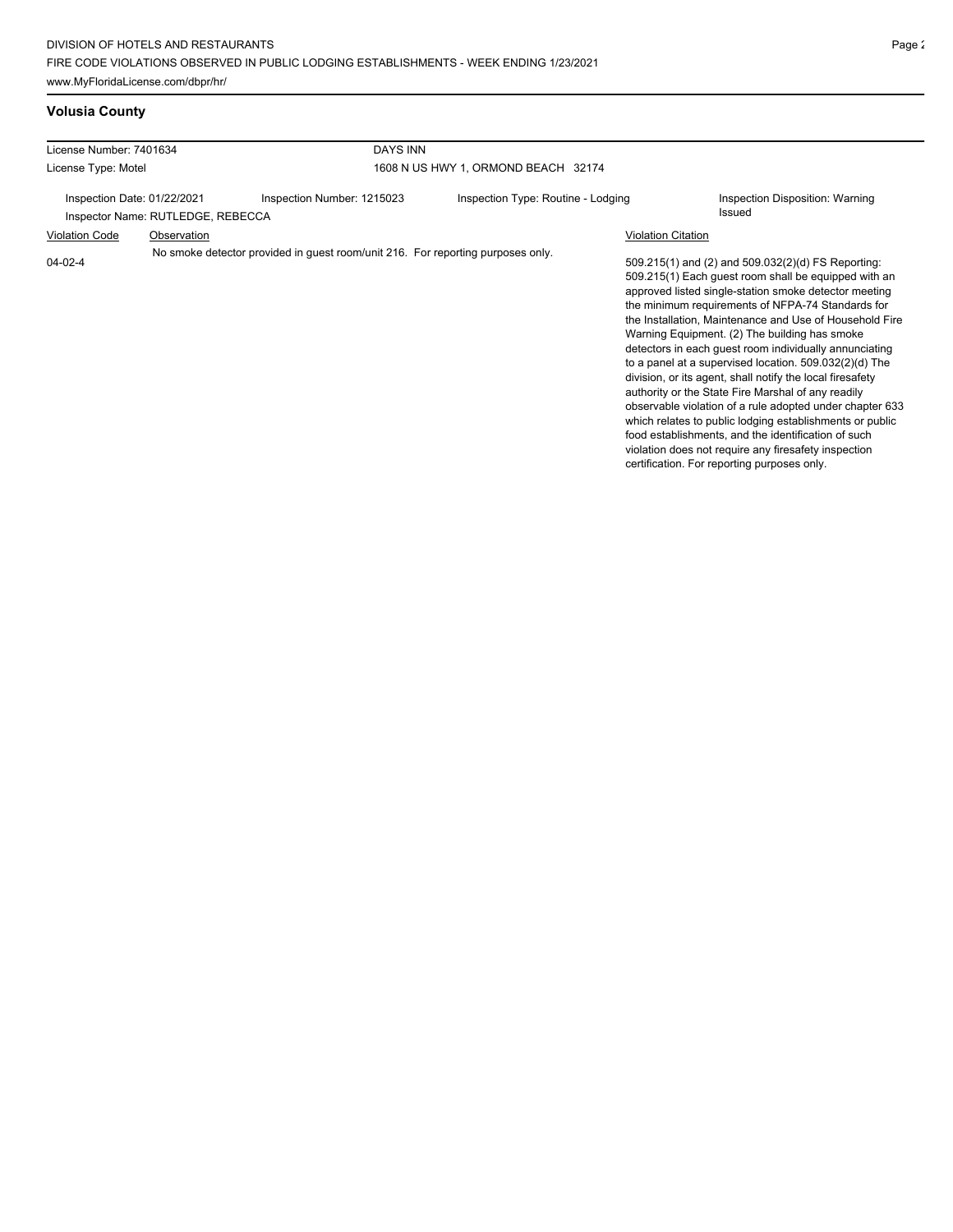## Volusia County

License Number: 7401634
License Type: Motel

DAYS INN
1608 N US HWY 1, ORMOND BEACH 32174

Inspection Date: 01/22/2021
Inspection Number: 1215023
Inspection Type: Routine - Lodging
Inspection Disposition: Warning Issued
Inspector Name: RUTLEDGE, REBECCA

| Violation Code | Observation | Violation Citation |
| --- | --- | --- |
| 04-02-4 | No smoke detector provided in guest room/unit 216. For reporting purposes only. | 509.215(1) and (2) and 509.032(2)(d) FS Reporting: 509.215(1) Each guest room shall be equipped with an approved listed single-station smoke detector meeting the minimum requirements of NFPA-74 Standards for the Installation, Maintenance and Use of Household Fire Warning Equipment. (2) The building has smoke detectors in each guest room individually annunciating to a panel at a supervised location. 509.032(2)(d) The division, or its agent, shall notify the local firesafety authority or the State Fire Marshal of any readily observable violation of a rule adopted under chapter 633 which relates to public lodging establishments or public food establishments, and the identification of such violation does not require any firesafety inspection certification. For reporting purposes only. |